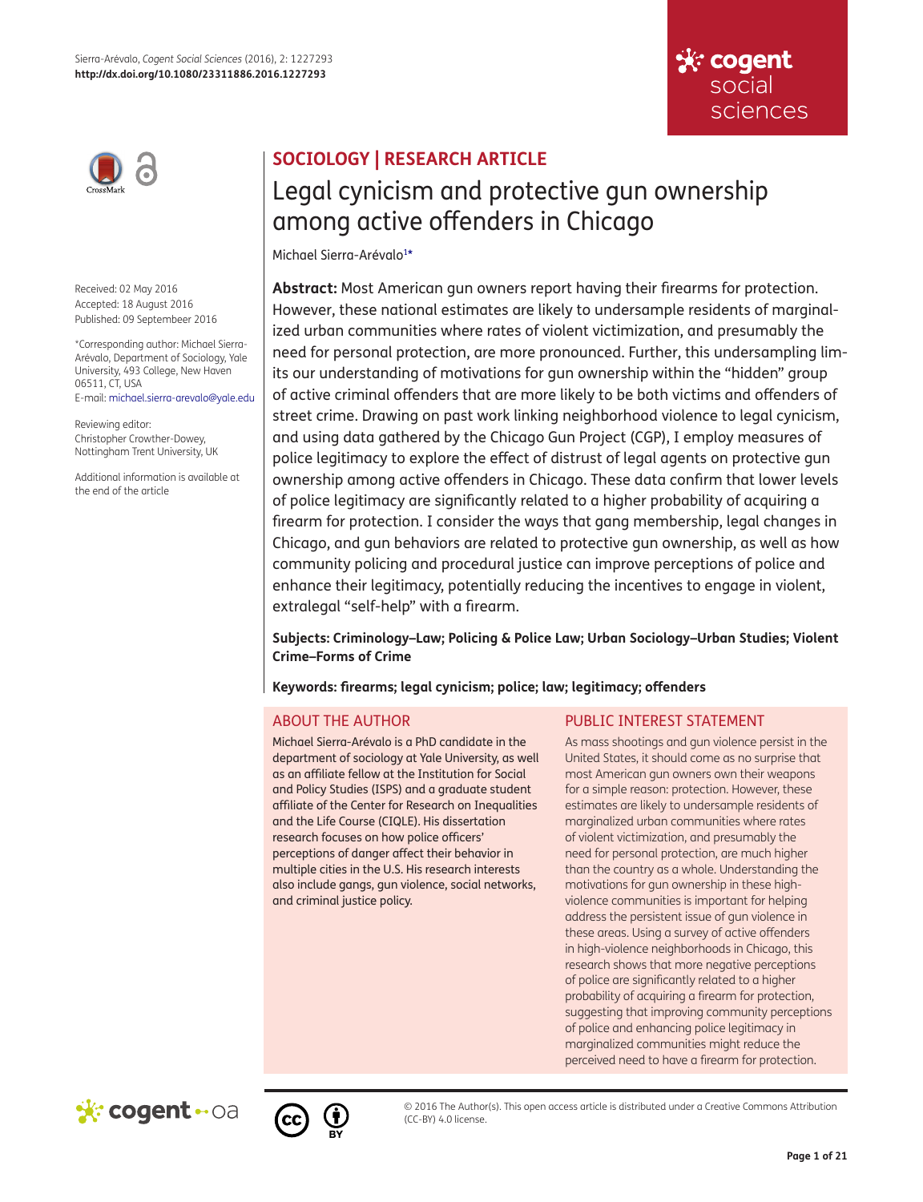SOCIOLOGY | RESEARCH ARTICLE

# Legal cynicism and protective gun ownership among active offenders in Chicago

Michael Sierra-Arévalo[1]*

Received: 02 May 2016
Accepted: 18 August 2016
Published: 09 September 2016

*Corresponding author: Michael Sierra-Arévalo, Department of Sociology, Yale University, 493 College, New Haven 06511, CT, USA
E-mail: michael.sierra-arevalo@yale.edu

Reviewing editor:
Christopher Crowther-Dowey, Nottingham Trent University, UK

Additional information is available at the end of the article

**Abstract:** Most American gun owners report having their firearms for protection. However, these national estimates are likely to undersample residents of marginalized urban communities where rates of violent victimization, and presumably the need for personal protection, are more pronounced. Further, this undersampling limits our understanding of motivations for gun ownership within the "hidden" group of active criminal offenders that are more likely to be both victims and offenders of street crime. Drawing on past work linking neighborhood violence to legal cynicism, and using data gathered by the Chicago Gun Project (CGP), I employ measures of police legitimacy to explore the effect of distrust of legal agents on protective gun ownership among active offenders in Chicago. These data confirm that lower levels of police legitimacy are significantly related to a higher probability of acquiring a firearm for protection. I consider the ways that gang membership, legal changes in Chicago, and gun behaviors are related to protective gun ownership, as well as how community policing and procedural justice can improve perceptions of police and enhance their legitimacy, potentially reducing the incentives to engage in violent, extralegal "self-help" with a firearm.

**Subjects: Criminology–Law; Policing & Police Law; Urban Sociology–Urban Studies; Violent Crime–Forms of Crime**

**Keywords: firearms; legal cynicism; police; law; legitimacy; offenders**

## ABOUT THE AUTHOR

Michael Sierra-Arévalo is a PhD candidate in the department of sociology at Yale University, as well as an affiliate fellow at the Institution for Social and Policy Studies (ISPS) and a graduate student affiliate of the Center for Research on Inequalities and the Life Course (CIQLE). His dissertation research focuses on how police officers' perceptions of danger affect their behavior in multiple cities in the U.S. His research interests also include gangs, gun violence, social networks, and criminal justice policy.

## PUBLIC INTEREST STATEMENT

As mass shootings and gun violence persist in the United States, it should come as no surprise that most American gun owners own their weapons for a simple reason: protection. However, these estimates are likely to undersample residents of marginalized urban communities where rates of violent victimization, and presumably the need for personal protection, are much higher than the country as a whole. Understanding the motivations for gun ownership in these high-violence communities is important for helping address the persistent issue of gun violence in these areas. Using a survey of active offenders in high-violence neighborhoods in Chicago, this research shows that more negative perceptions of police are significantly related to a higher probability of acquiring a firearm for protection, suggesting that improving community perceptions of police and enhancing police legitimacy in marginalized communities might reduce the perceived need to have a firearm for protection.

© 2016 The Author(s). This open access article is distributed under a Creative Commons Attribution (CC-BY) 4.0 license.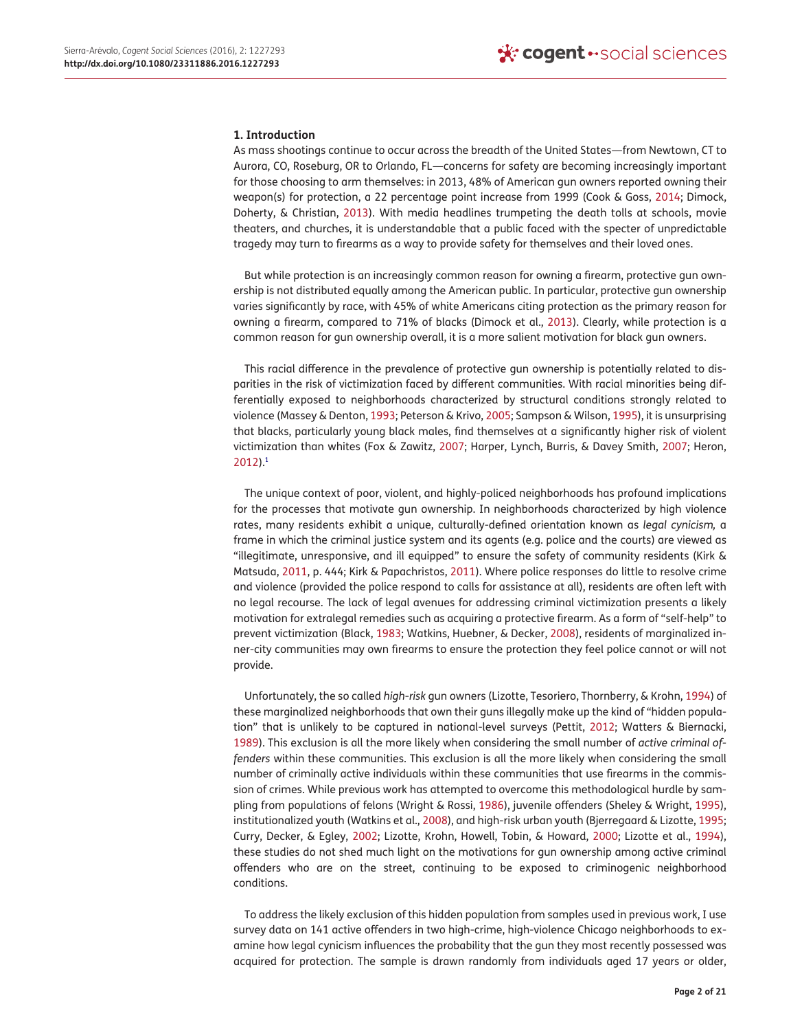## 1. Introduction

As mass shootings continue to occur across the breadth of the United States—from Newtown, CT to Aurora, CO, Roseburg, OR to Orlando, FL—concerns for safety are becoming increasingly important for those choosing to arm themselves: in 2013, 48% of American gun owners reported owning their weapon(s) for protection, a 22 percentage point increase from 1999 (Cook & Goss, 2014; Dimock, Doherty, & Christian, 2013). With media headlines trumpeting the death tolls at schools, movie theaters, and churches, it is understandable that a public faced with the specter of unpredictable tragedy may turn to firearms as a way to provide safety for themselves and their loved ones.

But while protection is an increasingly common reason for owning a firearm, protective gun ownership is not distributed equally among the American public. In particular, protective gun ownership varies significantly by race, with 45% of white Americans citing protection as the primary reason for owning a firearm, compared to 71% of blacks (Dimock et al., 2013). Clearly, while protection is a common reason for gun ownership overall, it is a more salient motivation for black gun owners.

This racial difference in the prevalence of protective gun ownership is potentially related to disparities in the risk of victimization faced by different communities. With racial minorities being differentially exposed to neighborhoods characterized by structural conditions strongly related to violence (Massey & Denton, 1993; Peterson & Krivo, 2005; Sampson & Wilson, 1995), it is unsurprising that blacks, particularly young black males, find themselves at a significantly higher risk of violent victimization than whites (Fox & Zawitz, 2007; Harper, Lynch, Burris, & Davey Smith, 2007; Heron, 2012).[1]

The unique context of poor, violent, and highly-policed neighborhoods has profound implications for the processes that motivate gun ownership. In neighborhoods characterized by high violence rates, many residents exhibit a unique, culturally-defined orientation known as *legal cynicism,* a frame in which the criminal justice system and its agents (e.g. police and the courts) are viewed as "illegitimate, unresponsive, and ill equipped" to ensure the safety of community residents (Kirk & Matsuda, 2011, p. 444; Kirk & Papachristos, 2011). Where police responses do little to resolve crime and violence (provided the police respond to calls for assistance at all), residents are often left with no legal recourse. The lack of legal avenues for addressing criminal victimization presents a likely motivation for extralegal remedies such as acquiring a protective firearm. As a form of "self-help" to prevent victimization (Black, 1983; Watkins, Huebner, & Decker, 2008), residents of marginalized inner-city communities may own firearms to ensure the protection they feel police cannot or will not provide.

Unfortunately, the so called *high-risk* gun owners (Lizotte, Tesoriero, Thornberry, & Krohn, 1994) of these marginalized neighborhoods that own their guns illegally make up the kind of "hidden population" that is unlikely to be captured in national-level surveys (Pettit, 2012; Watters & Biernacki, 1989). This exclusion is all the more likely when considering the small number of *active criminal offenders* within these communities. This exclusion is all the more likely when considering the small number of criminally active individuals within these communities that use firearms in the commission of crimes. While previous work has attempted to overcome this methodological hurdle by sampling from populations of felons (Wright & Rossi, 1986), juvenile offenders (Sheley & Wright, 1995), institutionalized youth (Watkins et al., 2008), and high-risk urban youth (Bjerregaard & Lizotte, 1995; Curry, Decker, & Egley, 2002; Lizotte, Krohn, Howell, Tobin, & Howard, 2000; Lizotte et al., 1994), these studies do not shed much light on the motivations for gun ownership among active criminal offenders who are on the street, continuing to be exposed to criminogenic neighborhood conditions.

To address the likely exclusion of this hidden population from samples used in previous work, I use survey data on 141 active offenders in two high-crime, high-violence Chicago neighborhoods to examine how legal cynicism influences the probability that the gun they most recently possessed was acquired for protection. The sample is drawn randomly from individuals aged 17 years or older,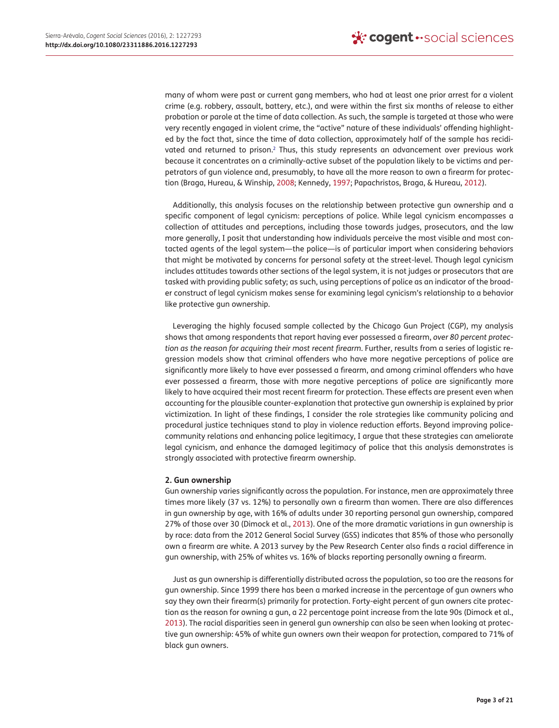many of whom were past or current gang members, who had at least one prior arrest for a violent crime (e.g. robbery, assault, battery, etc.), and were within the first six months of release to either probation or parole at the time of data collection. As such, the sample is targeted at those who were very recently engaged in violent crime, the "active" nature of these individuals' offending highlighted by the fact that, since the time of data collection, approximately half of the sample has recidivated and returned to prison.[2] Thus, this study represents an advancement over previous work because it concentrates on a criminally-active subset of the population likely to be victims and perpetrators of gun violence and, presumably, to have all the more reason to own a firearm for protection (Braga, Hureau, & Winship, 2008; Kennedy, 1997; Papachristos, Braga, & Hureau, 2012).

Additionally, this analysis focuses on the relationship between protective gun ownership and a specific component of legal cynicism: perceptions of police. While legal cynicism encompasses a collection of attitudes and perceptions, including those towards judges, prosecutors, and the law more generally, I posit that understanding how individuals perceive the most visible and most contacted agents of the legal system—the police—is of particular import when considering behaviors that might be motivated by concerns for personal safety at the street-level. Though legal cynicism includes attitudes towards other sections of the legal system, it is not judges or prosecutors that are tasked with providing public safety; as such, using perceptions of police as an indicator of the broader construct of legal cynicism makes sense for examining legal cynicism's relationship to a behavior like protective gun ownership.

Leveraging the highly focused sample collected by the Chicago Gun Project (CGP), my analysis shows that among respondents that report having ever possessed a firearm, *over 80 percent protection as the reason for acquiring their most recent firearm*. Further, results from a series of logistic regression models show that criminal offenders who have more negative perceptions of police are significantly more likely to have ever possessed a firearm, and among criminal offenders who have ever possessed a firearm, those with more negative perceptions of police are significantly more likely to have acquired their most recent firearm for protection. These effects are present even when accounting for the plausible counter-explanation that protective gun ownership is explained by prior victimization. In light of these findings, I consider the role strategies like community policing and procedural justice techniques stand to play in violence reduction efforts. Beyond improving police-community relations and enhancing police legitimacy, I argue that these strategies can ameliorate legal cynicism, and enhance the damaged legitimacy of police that this analysis demonstrates is strongly associated with protective firearm ownership.

## 2. Gun ownership

Gun ownership varies significantly across the population. For instance, men are approximately three times more likely (37 vs. 12%) to personally own a firearm than women. There are also differences in gun ownership by age, with 16% of adults under 30 reporting personal gun ownership, compared 27% of those over 30 (Dimock et al., 2013). One of the more dramatic variations in gun ownership is by race: data from the 2012 General Social Survey (GSS) indicates that 85% of those who personally own a firearm are white. A 2013 survey by the Pew Research Center also finds a racial difference in gun ownership, with 25% of whites vs. 16% of blacks reporting personally owning a firearm.

Just as gun ownership is differentially distributed across the population, so too are the reasons for gun ownership. Since 1999 there has been a marked increase in the percentage of gun owners who say they own their firearm(s) primarily for protection. Forty-eight percent of gun owners cite protection as the reason for owning a gun, a 22 percentage point increase from the late 90s (Dimock et al., 2013). The racial disparities seen in general gun ownership can also be seen when looking at protective gun ownership: 45% of white gun owners own their weapon for protection, compared to 71% of black gun owners.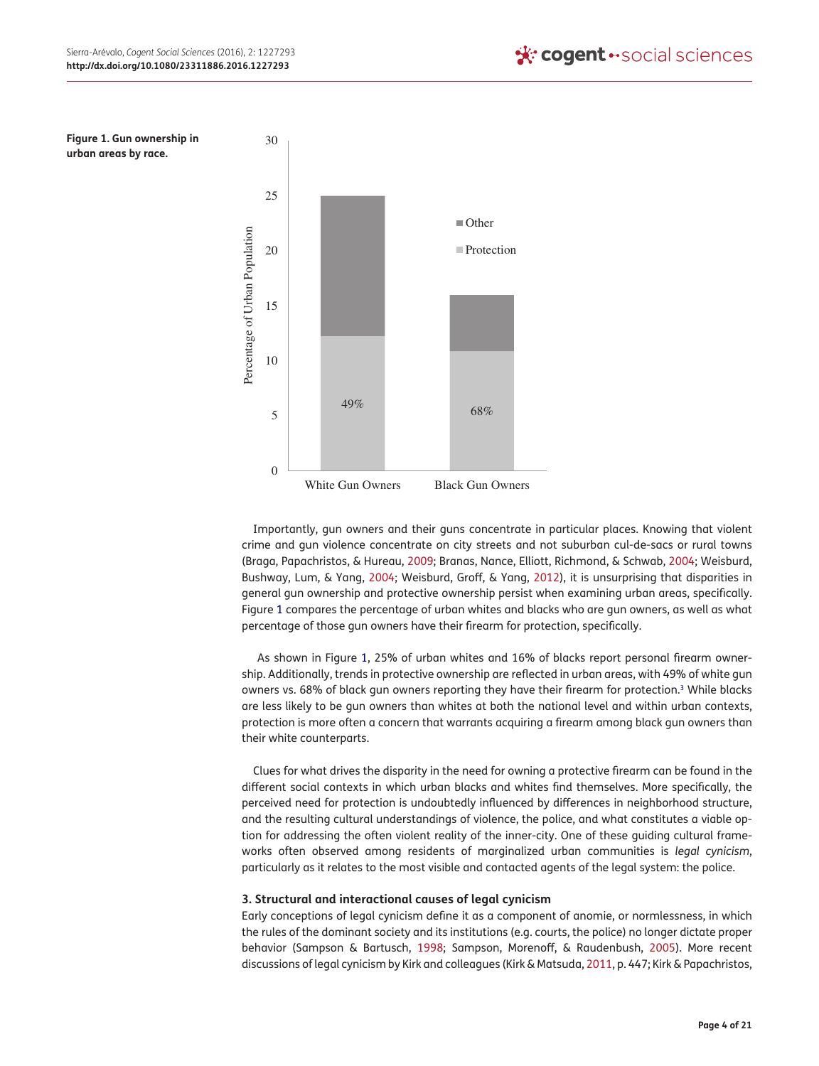**Figure 1. Gun ownership in urban areas by race.**

Importantly, gun owners and their guns concentrate in particular places. Knowing that violent crime and gun violence concentrate on city streets and not suburban cul-de-sacs or rural towns (Braga, Papachristos, & Hureau, 2009; Branas, Nance, Elliott, Richmond, & Schwab, 2004; Weisburd, Bushway, Lum, & Yang, 2004; Weisburd, Groff, & Yang, 2012), it is unsurprising that disparities in general gun ownership and protective ownership persist when examining urban areas, specifically. Figure 1 compares the percentage of urban whites and blacks who are gun owners, as well as what percentage of those gun owners have their firearm for protection, specifically.

As shown in Figure 1, 25% of urban whites and 16% of blacks report personal firearm ownership. Additionally, trends in protective ownership are reflected in urban areas, with 49% of white gun owners vs. 68% of black gun owners reporting they have their firearm for protection.[3] While blacks are less likely to be gun owners than whites at both the national level and within urban contexts, protection is more often a concern that warrants acquiring a firearm among black gun owners than their white counterparts.

Clues for what drives the disparity in the need for owning a protective firearm can be found in the different social contexts in which urban blacks and whites find themselves. More specifically, the perceived need for protection is undoubtedly influenced by differences in neighborhood structure, and the resulting cultural understandings of violence, the police, and what constitutes a viable option for addressing the often violent reality of the inner-city. One of these guiding cultural frameworks often observed among residents of marginalized urban communities is *legal cynicism*, particularly as it relates to the most visible and contacted agents of the legal system: the police.

### 3. Structural and interactional causes of legal cynicism

Early conceptions of legal cynicism define it as a component of anomie, or normlessness, in which the rules of the dominant society and its institutions (e.g. courts, the police) no longer dictate proper behavior (Sampson & Bartusch, 1998; Sampson, Morenoff, & Raudenbush, 2005). More recent discussions of legal cynicism by Kirk and colleagues (Kirk & Matsuda, 2011, p. 447; Kirk & Papachristos,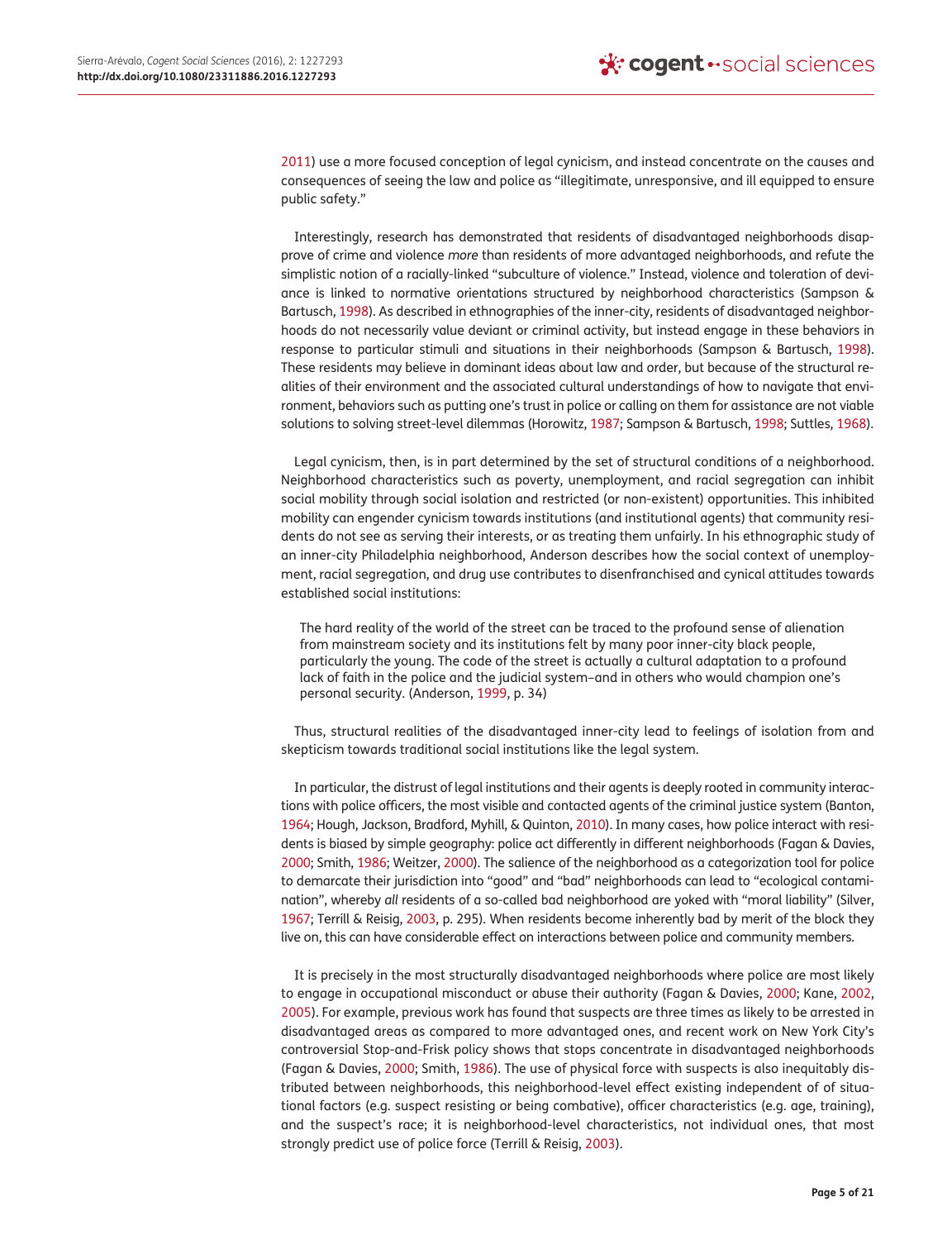2011) use a more focused conception of legal cynicism, and instead concentrate on the causes and consequences of seeing the law and police as "illegitimate, unresponsive, and ill equipped to ensure public safety."

Interestingly, research has demonstrated that residents of disadvantaged neighborhoods disapprove of crime and violence *more* than residents of more advantaged neighborhoods, and refute the simplistic notion of a racially-linked "subculture of violence." Instead, violence and toleration of deviance is linked to normative orientations structured by neighborhood characteristics (Sampson & Bartusch, 1998). As described in ethnographies of the inner-city, residents of disadvantaged neighborhoods do not necessarily value deviant or criminal activity, but instead engage in these behaviors in response to particular stimuli and situations in their neighborhoods (Sampson & Bartusch, 1998). These residents may believe in dominant ideas about law and order, but because of the structural realities of their environment and the associated cultural understandings of how to navigate that environment, behaviors such as putting one's trust in police or calling on them for assistance are not viable solutions to solving street-level dilemmas (Horowitz, 1987; Sampson & Bartusch, 1998; Suttles, 1968).

Legal cynicism, then, is in part determined by the set of structural conditions of a neighborhood. Neighborhood characteristics such as poverty, unemployment, and racial segregation can inhibit social mobility through social isolation and restricted (or non-existent) opportunities. This inhibited mobility can engender cynicism towards institutions (and institutional agents) that community residents do not see as serving their interests, or as treating them unfairly. In his ethnographic study of an inner-city Philadelphia neighborhood, Anderson describes how the social context of unemployment, racial segregation, and drug use contributes to disenfranchised and cynical attitudes towards established social institutions:

> The hard reality of the world of the street can be traced to the profound sense of alienation from mainstream society and its institutions felt by many poor inner-city black people, particularly the young. The code of the street is actually a cultural adaptation to a profound lack of faith in the police and the judicial system–and in others who would champion one's personal security. (Anderson, 1999, p. 34)

Thus, structural realities of the disadvantaged inner-city lead to feelings of isolation from and skepticism towards traditional social institutions like the legal system.

In particular, the distrust of legal institutions and their agents is deeply rooted in community interactions with police officers, the most visible and contacted agents of the criminal justice system (Banton, 1964; Hough, Jackson, Bradford, Myhill, & Quinton, 2010). In many cases, how police interact with residents is biased by simple geography: police act differently in different neighborhoods (Fagan & Davies, 2000; Smith, 1986; Weitzer, 2000). The salience of the neighborhood as a categorization tool for police to demarcate their jurisdiction into "good" and "bad" neighborhoods can lead to "ecological contamination", whereby *all* residents of a so-called bad neighborhood are yoked with "moral liability" (Silver, 1967; Terrill & Reisig, 2003, p. 295). When residents become inherently bad by merit of the block they live on, this can have considerable effect on interactions between police and community members.

It is precisely in the most structurally disadvantaged neighborhoods where police are most likely to engage in occupational misconduct or abuse their authority (Fagan & Davies, 2000; Kane, 2002, 2005). For example, previous work has found that suspects are three times as likely to be arrested in disadvantaged areas as compared to more advantaged ones, and recent work on New York City's controversial Stop-and-Frisk policy shows that stops concentrate in disadvantaged neighborhoods (Fagan & Davies, 2000; Smith, 1986). The use of physical force with suspects is also inequitably distributed between neighborhoods, this neighborhood-level effect existing independent of of situational factors (e.g. suspect resisting or being combative), officer characteristics (e.g. age, training), and the suspect's race; it is neighborhood-level characteristics, not individual ones, that most strongly predict use of police force (Terrill & Reisig, 2003).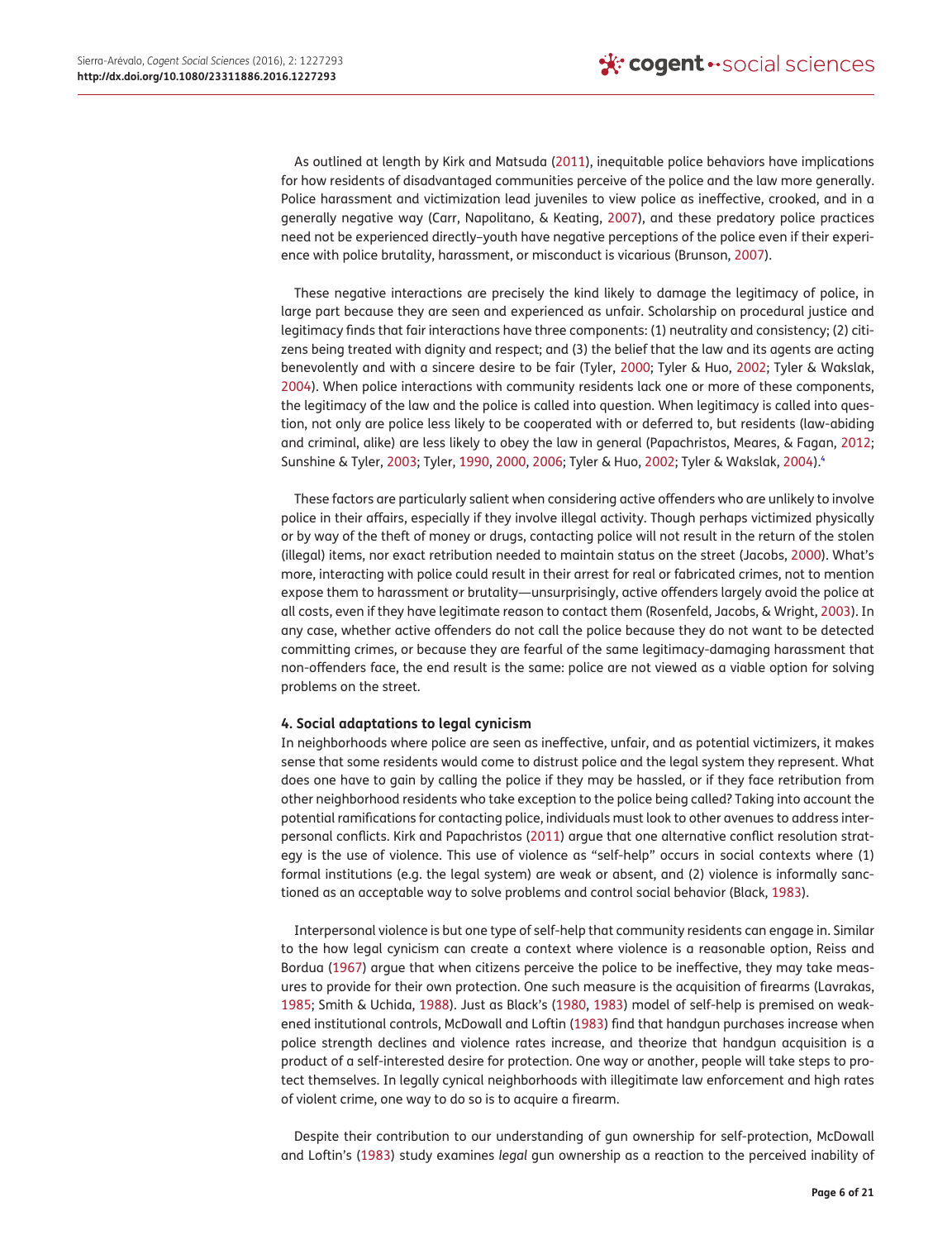As outlined at length by Kirk and Matsuda (2011), inequitable police behaviors have implications for how residents of disadvantaged communities perceive of the police and the law more generally. Police harassment and victimization lead juveniles to view police as ineffective, crooked, and in a generally negative way (Carr, Napolitano, & Keating, 2007), and these predatory police practices need not be experienced directly–youth have negative perceptions of the police even if their experience with police brutality, harassment, or misconduct is vicarious (Brunson, 2007).

These negative interactions are precisely the kind likely to damage the legitimacy of police, in large part because they are seen and experienced as unfair. Scholarship on procedural justice and legitimacy finds that fair interactions have three components: (1) neutrality and consistency; (2) citizens being treated with dignity and respect; and (3) the belief that the law and its agents are acting benevolently and with a sincere desire to be fair (Tyler, 2000; Tyler & Huo, 2002; Tyler & Wakslak, 2004). When police interactions with community residents lack one or more of these components, the legitimacy of the law and the police is called into question. When legitimacy is called into question, not only are police less likely to be cooperated with or deferred to, but residents (law-abiding and criminal, alike) are less likely to obey the law in general (Papachristos, Meares, & Fagan, 2012; Sunshine & Tyler, 2003; Tyler, 1990, 2000, 2006; Tyler & Huo, 2002; Tyler & Wakslak, 2004).[4]

These factors are particularly salient when considering active offenders who are unlikely to involve police in their affairs, especially if they involve illegal activity. Though perhaps victimized physically or by way of the theft of money or drugs, contacting police will not result in the return of the stolen (illegal) items, nor exact retribution needed to maintain status on the street (Jacobs, 2000). What's more, interacting with police could result in their arrest for real or fabricated crimes, not to mention expose them to harassment or brutality—unsurprisingly, active offenders largely avoid the police at all costs, even if they have legitimate reason to contact them (Rosenfeld, Jacobs, & Wright, 2003). In any case, whether active offenders do not call the police because they do not want to be detected committing crimes, or because they are fearful of the same legitimacy-damaging harassment that non-offenders face, the end result is the same: police are not viewed as a viable option for solving problems on the street.

## 4. Social adaptations to legal cynicism

In neighborhoods where police are seen as ineffective, unfair, and as potential victimizers, it makes sense that some residents would come to distrust police and the legal system they represent. What does one have to gain by calling the police if they may be hassled, or if they face retribution from other neighborhood residents who take exception to the police being called? Taking into account the potential ramifications for contacting police, individuals must look to other avenues to address interpersonal conflicts. Kirk and Papachristos (2011) argue that one alternative conflict resolution strategy is the use of violence. This use of violence as "self-help" occurs in social contexts where (1) formal institutions (e.g. the legal system) are weak or absent, and (2) violence is informally sanctioned as an acceptable way to solve problems and control social behavior (Black, 1983).

Interpersonal violence is but one type of self-help that community residents can engage in. Similar to the how legal cynicism can create a context where violence is a reasonable option, Reiss and Bordua (1967) argue that when citizens perceive the police to be ineffective, they may take measures to provide for their own protection. One such measure is the acquisition of firearms (Lavrakas, 1985; Smith & Uchida, 1988). Just as Black's (1980, 1983) model of self-help is premised on weakened institutional controls, McDowall and Loftin (1983) find that handgun purchases increase when police strength declines and violence rates increase, and theorize that handgun acquisition is a product of a self-interested desire for protection. One way or another, people will take steps to protect themselves. In legally cynical neighborhoods with illegitimate law enforcement and high rates of violent crime, one way to do so is to acquire a firearm.

Despite their contribution to our understanding of gun ownership for self-protection, McDowall and Loftin's (1983) study examines *legal* gun ownership as a reaction to the perceived inability of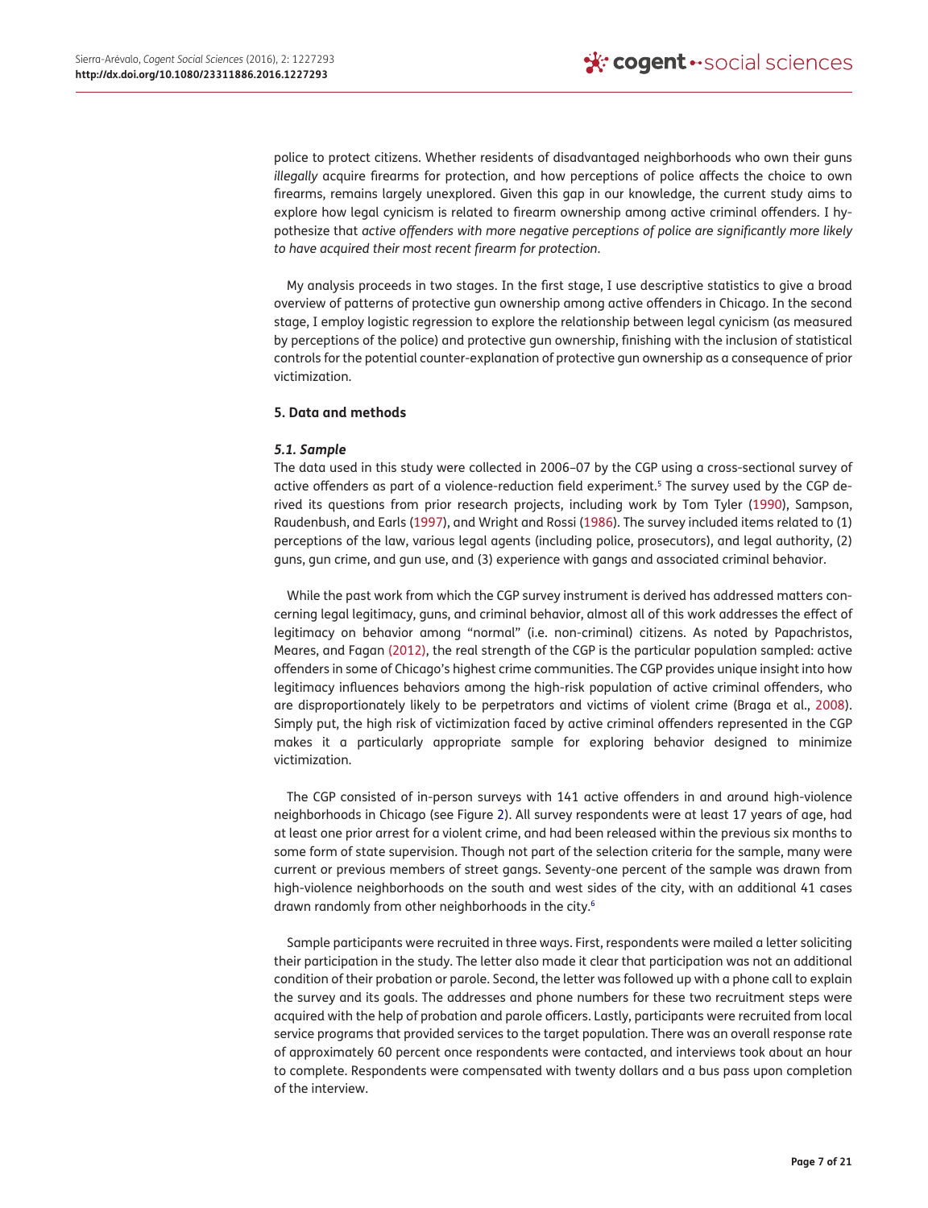police to protect citizens. Whether residents of disadvantaged neighborhoods who own their guns *illegally* acquire firearms for protection, and how perceptions of police affects the choice to own firearms, remains largely unexplored. Given this gap in our knowledge, the current study aims to explore how legal cynicism is related to firearm ownership among active criminal offenders. I hypothesize that *active offenders with more negative perceptions of police are significantly more likely to have acquired their most recent firearm for protection*.

My analysis proceeds in two stages. In the first stage, I use descriptive statistics to give a broad overview of patterns of protective gun ownership among active offenders in Chicago. In the second stage, I employ logistic regression to explore the relationship between legal cynicism (as measured by perceptions of the police) and protective gun ownership, finishing with the inclusion of statistical controls for the potential counter-explanation of protective gun ownership as a consequence of prior victimization.

## 5. Data and methods

### 5.1. Sample

The data used in this study were collected in 2006–07 by the CGP using a cross-sectional survey of active offenders as part of a violence-reduction field experiment.[5] The survey used by the CGP derived its questions from prior research projects, including work by Tom Tyler (1990), Sampson, Raudenbush, and Earls (1997), and Wright and Rossi (1986). The survey included items related to (1) perceptions of the law, various legal agents (including police, prosecutors), and legal authority, (2) guns, gun crime, and gun use, and (3) experience with gangs and associated criminal behavior.

While the past work from which the CGP survey instrument is derived has addressed matters concerning legal legitimacy, guns, and criminal behavior, almost all of this work addresses the effect of legitimacy on behavior among "normal" (i.e. non-criminal) citizens. As noted by Papachristos, Meares, and Fagan (2012), the real strength of the CGP is the particular population sampled: active offenders in some of Chicago's highest crime communities. The CGP provides unique insight into how legitimacy influences behaviors among the high-risk population of active criminal offenders, who are disproportionately likely to be perpetrators and victims of violent crime (Braga et al., 2008). Simply put, the high risk of victimization faced by active criminal offenders represented in the CGP makes it a particularly appropriate sample for exploring behavior designed to minimize victimization.

The CGP consisted of in-person surveys with 141 active offenders in and around high-violence neighborhoods in Chicago (see Figure 2). All survey respondents were at least 17 years of age, had at least one prior arrest for a violent crime, and had been released within the previous six months to some form of state supervision. Though not part of the selection criteria for the sample, many were current or previous members of street gangs. Seventy-one percent of the sample was drawn from high-violence neighborhoods on the south and west sides of the city, with an additional 41 cases drawn randomly from other neighborhoods in the city.[6]

Sample participants were recruited in three ways. First, respondents were mailed a letter soliciting their participation in the study. The letter also made it clear that participation was not an additional condition of their probation or parole. Second, the letter was followed up with a phone call to explain the survey and its goals. The addresses and phone numbers for these two recruitment steps were acquired with the help of probation and parole officers. Lastly, participants were recruited from local service programs that provided services to the target population. There was an overall response rate of approximately 60 percent once respondents were contacted, and interviews took about an hour to complete. Respondents were compensated with twenty dollars and a bus pass upon completion of the interview.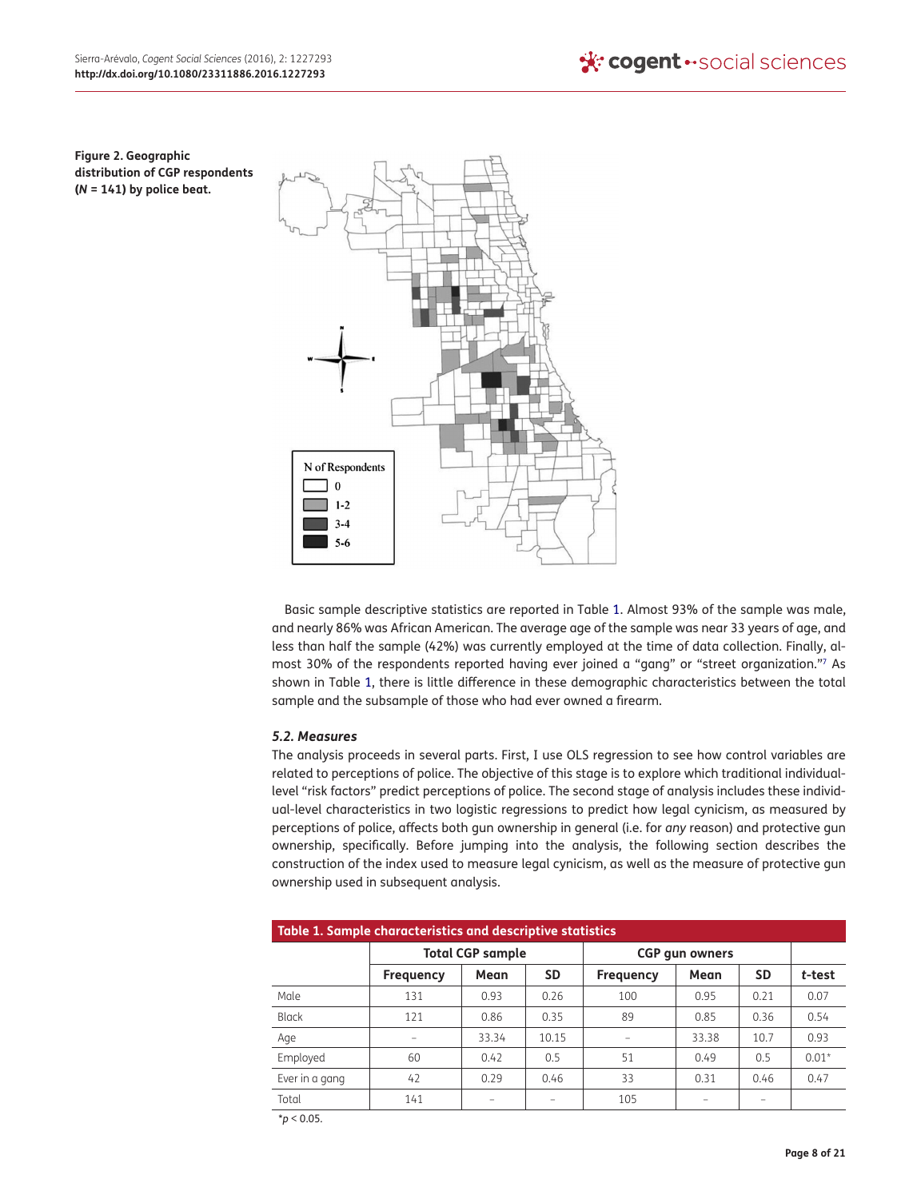**Figure 2. Geographic distribution of CGP respondents (*N* = 141) by police beat.**

Basic sample descriptive statistics are reported in Table 1. Almost 93% of the sample was male, and nearly 86% was African American. The average age of the sample was near 33 years of age, and less than half the sample (42%) was currently employed at the time of data collection. Finally, almost 30% of the respondents reported having ever joined a "gang" or "street organization."[7] As shown in Table 1, there is little difference in these demographic characteristics between the total sample and the subsample of those who had ever owned a firearm.

### 5.2. Measures

The analysis proceeds in several parts. First, I use OLS regression to see how control variables are related to perceptions of police. The objective of this stage is to explore which traditional individual-level "risk factors" predict perceptions of police. The second stage of analysis includes these individual-level characteristics in two logistic regressions to predict how legal cynicism, as measured by perceptions of police, affects both gun ownership in general (i.e. for *any* reason) and protective gun ownership, specifically. Before jumping into the analysis, the following section describes the construction of the index used to measure legal cynicism, as well as the measure of protective gun ownership used in subsequent analysis.

**Table 1. Sample characteristics and descriptive statistics**

| | Total CGP sample | | | CGP gun owners | | | |
|---|---|---|---|---|---|---|---|
| | Frequency | Mean | SD | Frequency | Mean | SD | *t*-test |
| Male | 131 | 0.93 | 0.26 | 100 | 0.95 | 0.21 | 0.07 |
| Black | 121 | 0.86 | 0.35 | 89 | 0.85 | 0.36 | 0.54 |
| Age | – | 33.34 | 10.15 | – | 33.38 | 10.7 | 0.93 |
| Employed | 60 | 0.42 | 0.5 | 51 | 0.49 | 0.5 | 0.01* |
| Ever in a gang | 42 | 0.29 | 0.46 | 33 | 0.31 | 0.46 | 0.47 |
| Total | 141 | – | – | 105 | – | – | |

*$p < 0.05$.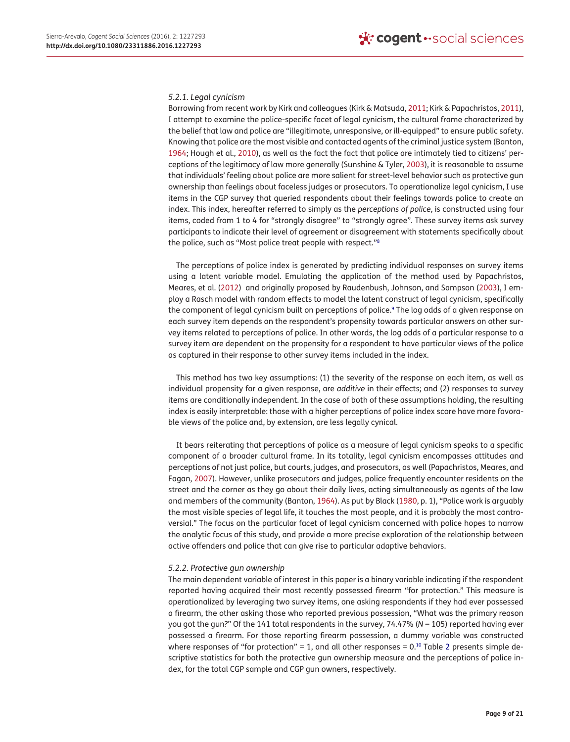#### 5.2.1. Legal cynicism

Borrowing from recent work by Kirk and colleagues (Kirk & Matsuda, 2011; Kirk & Papachristos, 2011), I attempt to examine the police-specific facet of legal cynicism, the cultural frame characterized by the belief that law and police are "illegitimate, unresponsive, or ill-equipped" to ensure public safety. Knowing that police are the most visible and contacted agents of the criminal justice system (Banton, 1964; Hough et al., 2010), as well as the fact the fact that police are intimately tied to citizens' perceptions of the legitimacy of law more generally (Sunshine & Tyler, 2003), it is reasonable to assume that individuals' feeling about police are more salient for street-level behavior such as protective gun ownership than feelings about faceless judges or prosecutors. To operationalize legal cynicism, I use items in the CGP survey that queried respondents about their feelings towards police to create an index. This index, hereafter referred to simply as the *perceptions of police*, is constructed using four items, coded from 1 to 4 for "strongly disagree" to "strongly agree". These survey items ask survey participants to indicate their level of agreement or disagreement with statements specifically about the police, such as "Most police treat people with respect."[8]

The perceptions of police index is generated by predicting individual responses on survey items using a latent variable model. Emulating the application of the method used by Papachristos, Meares, et al. (2012) and originally proposed by Raudenbush, Johnson, and Sampson (2003), I employ a Rasch model with random effects to model the latent construct of legal cynicism, specifically the component of legal cynicism built on perceptions of police.[9] The log odds of a given response on each survey item depends on the respondent's propensity towards particular answers on other survey items related to perceptions of police. In other words, the log odds of a particular response to a survey item are dependent on the propensity for a respondent to have particular views of the police as captured in their response to other survey items included in the index.

This method has two key assumptions: (1) the severity of the response on each item, as well as individual propensity for a given response, are *additive* in their effects; and (2) responses to survey items are conditionally independent. In the case of both of these assumptions holding, the resulting index is easily interpretable: those with a higher perceptions of police index score have more favorable views of the police and, by extension, are less legally cynical.

It bears reiterating that perceptions of police as a measure of legal cynicism speaks to a specific component of a broader cultural frame. In its totality, legal cynicism encompasses attitudes and perceptions of not just police, but courts, judges, and prosecutors, as well (Papachristos, Meares, and Fagan, 2007). However, unlike prosecutors and judges, police frequently encounter residents on the street and the corner as they go about their daily lives, acting simultaneously as agents of the law and members of the community (Banton, 1964). As put by Black (1980, p. 1), "Police work is arguably the most visible species of legal life, it touches the most people, and it is probably the most controversial." The focus on the particular facet of legal cynicism concerned with police hopes to narrow the analytic focus of this study, and provide a more precise exploration of the relationship between active offenders and police that can give rise to particular adaptive behaviors.

#### 5.2.2. Protective gun ownership

The main dependent variable of interest in this paper is a binary variable indicating if the respondent reported having acquired their most recently possessed firearm "for protection." This measure is operationalized by leveraging two survey items, one asking respondents if they had ever possessed a firearm, the other asking those who reported previous possession, "What was the primary reason you got the gun?" Of the 141 total respondents in the survey, 74.47% (*N* = 105) reported having ever possessed a firearm. For those reporting firearm possession, a dummy variable was constructed where responses of "for protection" = 1, and all other responses = 0.[10] Table 2 presents simple descriptive statistics for both the protective gun ownership measure and the perceptions of police index, for the total CGP sample and CGP gun owners, respectively.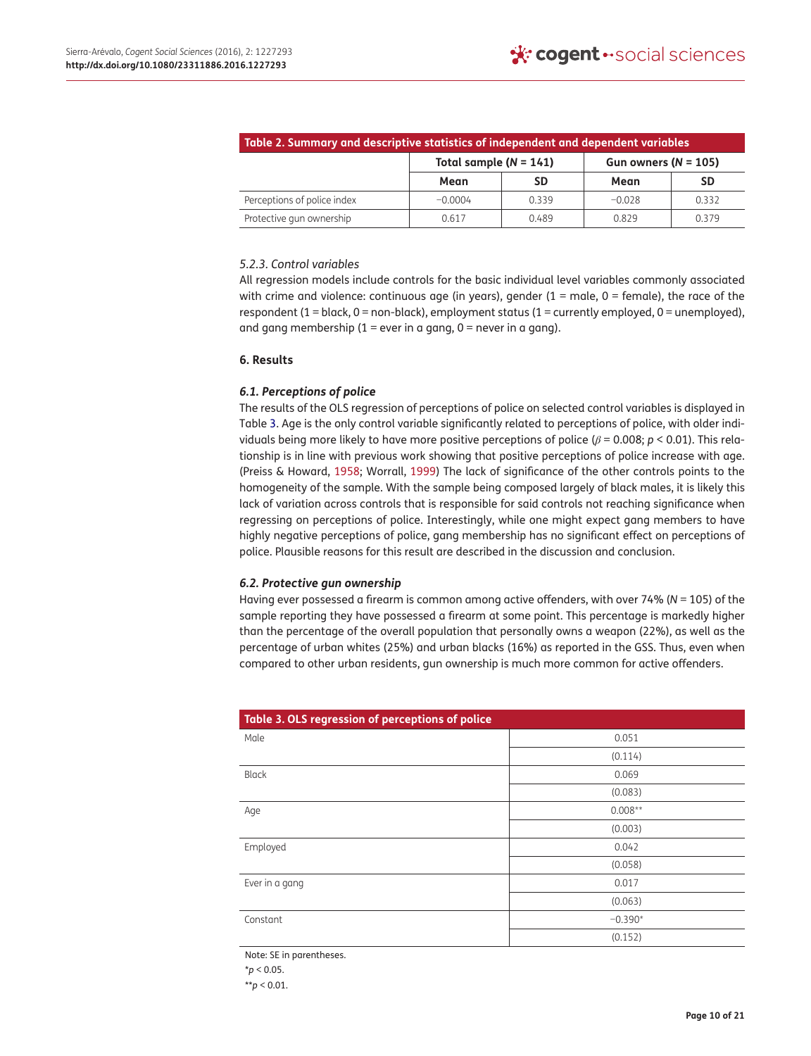**Table 2. Summary and descriptive statistics of independent and dependent variables**

| | Total sample ($N$ = 141) | | Gun owners ($N$ = 105) | |
|---|---|---|---|---|
| | Mean | SD | Mean | SD |
| Perceptions of police index | −0.0004 | 0.339 | −0.028 | 0.332 |
| Protective gun ownership | 0.617 | 0.489 | 0.829 | 0.379 |

### *5.2.3. Control variables*

All regression models include controls for the basic individual level variables commonly associated with crime and violence: continuous age (in years), gender (1 = male, 0 = female), the race of the respondent (1 = black, 0 = non-black), employment status (1 = currently employed, 0 = unemployed), and gang membership (1 = ever in a gang, 0 = never in a gang).

## 6. Results

### *6.1. Perceptions of police*

The results of the OLS regression of perceptions of police on selected control variables is displayed in Table 3. Age is the only control variable significantly related to perceptions of police, with older individuals being more likely to have more positive perceptions of police ($\beta = 0.008$; $p < 0.01$). This relationship is in line with previous work showing that positive perceptions of police increase with age. (Preiss & Howard, 1958; Worrall, 1999) The lack of significance of the other controls points to the homogeneity of the sample. With the sample being composed largely of black males, it is likely this lack of variation across controls that is responsible for said controls not reaching significance when regressing on perceptions of police. Interestingly, while one might expect gang members to have highly negative perceptions of police, gang membership has no significant effect on perceptions of police. Plausible reasons for this result are described in the discussion and conclusion.

### *6.2. Protective gun ownership*

Having ever possessed a firearm is common among active offenders, with over 74% ($N$ = 105) of the sample reporting they have possessed a firearm at some point. This percentage is markedly higher than the percentage of the overall population that personally owns a weapon (22%), as well as the percentage of urban whites (25%) and urban blacks (16%) as reported in the GSS. Thus, even when compared to other urban residents, gun ownership is much more common for active offenders.

**Table 3. OLS regression of perceptions of police**

| | |
|---|---|
| Male | 0.051 |
| | (0.114) |
| Black | 0.069 |
| | (0.083) |
| Age | 0.008** |
| | (0.003) |
| Employed | 0.042 |
| | (0.058) |
| Ever in a gang | 0.017 |
| | (0.063) |
| Constant | −0.390* |
| | (0.152) |

Note: SE in parentheses.

*$p < 0.05$.

**$p < 0.01$.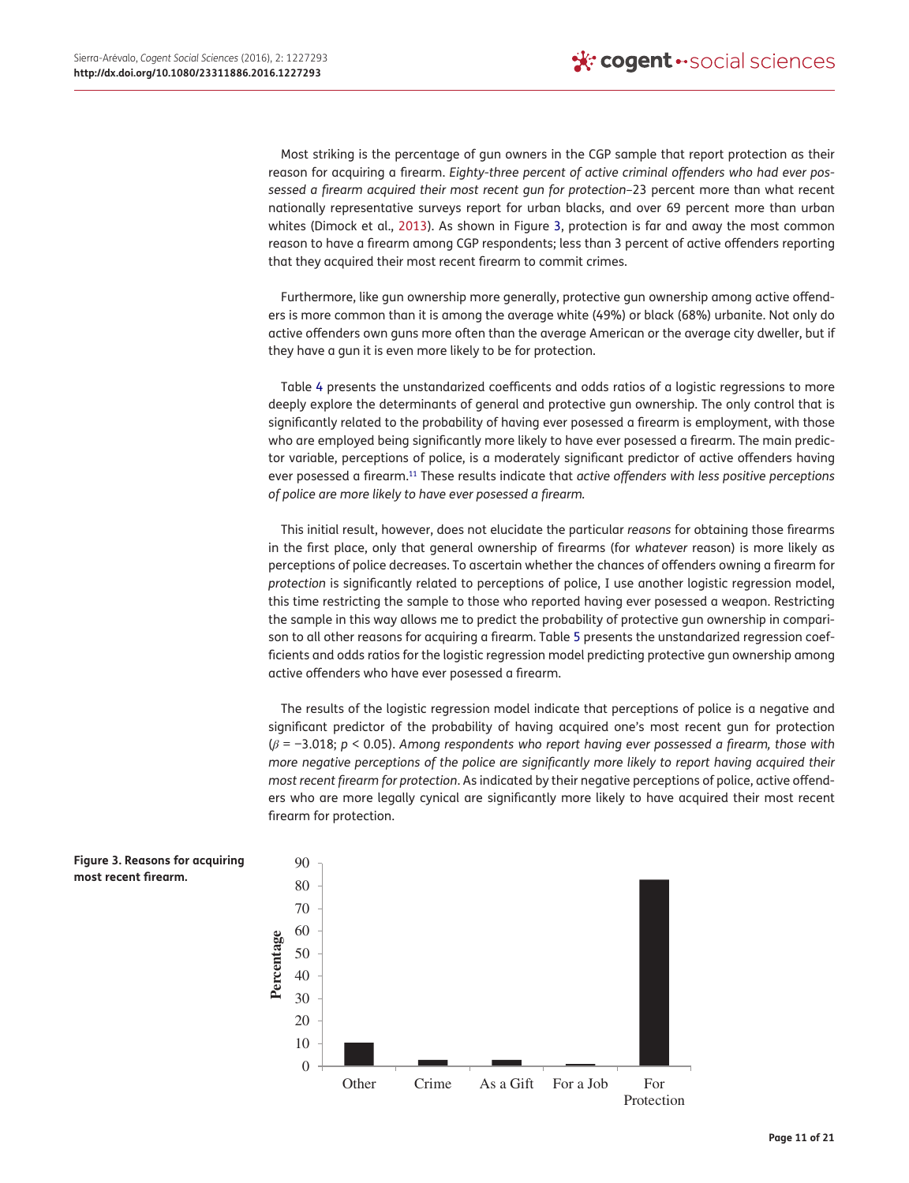Most striking is the percentage of gun owners in the CGP sample that report protection as their reason for acquiring a firearm. *Eighty-three percent of active criminal offenders who had ever possessed a firearm acquired their most recent gun for protection*–23 percent more than what recent nationally representative surveys report for urban blacks, and over 69 percent more than urban whites (Dimock et al., 2013). As shown in Figure 3, protection is far and away the most common reason to have a firearm among CGP respondents; less than 3 percent of active offenders reporting that they acquired their most recent firearm to commit crimes.

Furthermore, like gun ownership more generally, protective gun ownership among active offenders is more common than it is among the average white (49%) or black (68%) urbanite. Not only do active offenders own guns more often than the average American or the average city dweller, but if they have a gun it is even more likely to be for protection.

Table 4 presents the unstandarized coefficents and odds ratios of a logistic regressions to more deeply explore the determinants of general and protective gun ownership. The only control that is significantly related to the probability of having ever posessed a firearm is employment, with those who are employed being significantly more likely to have ever posessed a firearm. The main predictor variable, perceptions of police, is a moderately significant predictor of active offenders having ever posessed a firearm.[11] These results indicate that *active offenders with less positive perceptions of police are more likely to have ever posessed a firearm.*

This initial result, however, does not elucidate the particular *reasons* for obtaining those firearms in the first place, only that general ownership of firearms (for *whatever* reason) is more likely as perceptions of police decreases. To ascertain whether the chances of offenders owning a firearm for *protection* is significantly related to perceptions of police, I use another logistic regression model, this time restricting the sample to those who reported having ever posessed a weapon. Restricting the sample in this way allows me to predict the probability of protective gun ownership in comparison to all other reasons for acquiring a firearm. Table 5 presents the unstandarized regression coefficients and odds ratios for the logistic regression model predicting protective gun ownership among active offenders who have ever posessed a firearm.

The results of the logistic regression model indicate that perceptions of police is a negative and significant predictor of the probability of having acquired one's most recent gun for protection ($\beta = -3.018$; $p < 0.05$). *Among respondents who report having ever possessed a firearm, those with more negative perceptions of the police are significantly more likely to report having acquired their most recent firearm for protection*. As indicated by their negative perceptions of police, active offenders who are more legally cynical are significantly more likely to have acquired their most recent firearm for protection.

**Figure 3. Reasons for acquiring most recent firearm.**

Percentage

90
80
70
60
50
40
30
20
10
0

Other
Crime
As a Gift
For a Job
For Protection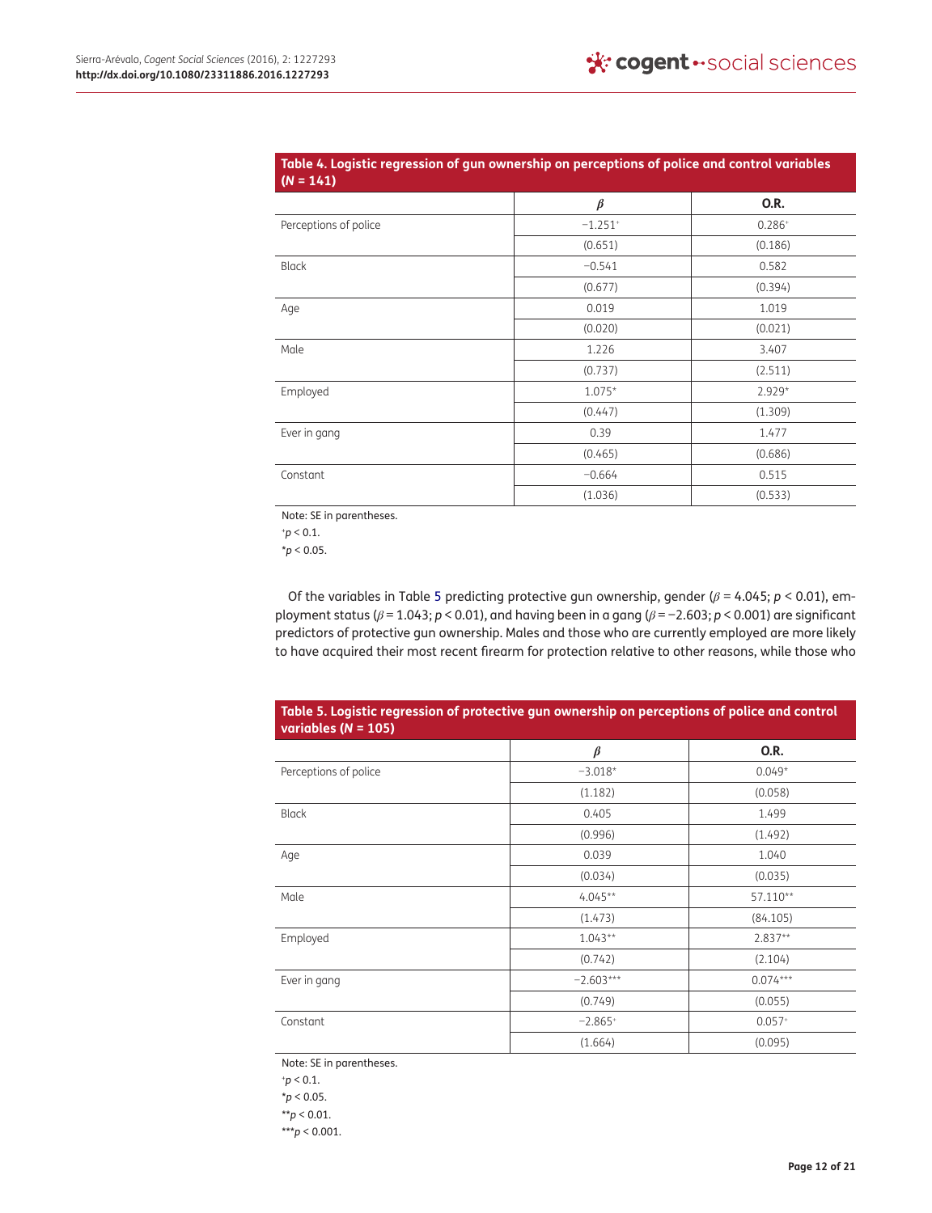**Table 4. Logistic regression of gun ownership on perceptions of police and control variables (*N* = 141)**

| | *β* | O.R. |
|---|---|---|
| Perceptions of police | −1.251⁺ | 0.286⁺ |
| | (0.651) | (0.186) |
| Black | −0.541 | 0.582 |
| | (0.677) | (0.394) |
| Age | 0.019 | 1.019 |
| | (0.020) | (0.021) |
| Male | 1.226 | 3.407 |
| | (0.737) | (2.511) |
| Employed | 1.075* | 2.929* |
| | (0.447) | (1.309) |
| Ever in gang | 0.39 | 1.477 |
| | (0.465) | (0.686) |
| Constant | −0.664 | 0.515 |
| | (1.036) | (0.533) |

Note: SE in parentheses.

⁺$p < 0.1$.

*$p < 0.05$.

Of the variables in Table 5 predicting protective gun ownership, gender ($\beta = 4.045$; $p < 0.01$), employment status ($\beta = 1.043$; $p < 0.01$), and having been in a gang ($\beta = -2.603$; $p < 0.001$) are significant predictors of protective gun ownership. Males and those who are currently employed are more likely to have acquired their most recent firearm for protection relative to other reasons, while those who

**Table 5. Logistic regression of protective gun ownership on perceptions of police and control variables (*N* = 105)**

| | *β* | O.R. |
|---|---|---|
| Perceptions of police | −3.018* | 0.049* |
| | (1.182) | (0.058) |
| Black | 0.405 | 1.499 |
| | (0.996) | (1.492) |
| Age | 0.039 | 1.040 |
| | (0.034) | (0.035) |
| Male | 4.045** | 57.110** |
| | (1.473) | (84.105) |
| Employed | 1.043** | 2.837** |
| | (0.742) | (2.104) |
| Ever in gang | −2.603*** | 0.074*** |
| | (0.749) | (0.055) |
| Constant | −2.865⁺ | 0.057⁺ |
| | (1.664) | (0.095) |

Note: SE in parentheses.

⁺$p < 0.1$.

*$p < 0.05$.

**$p < 0.01$.

***$p < 0.001$.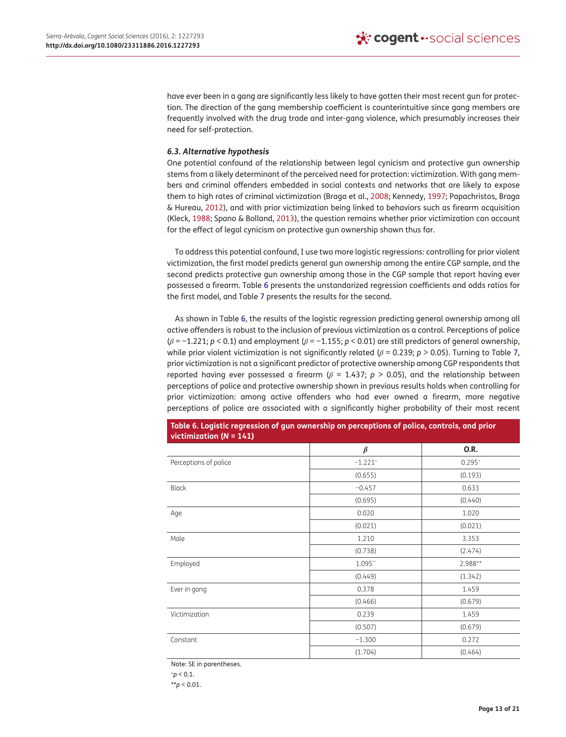have ever been in a gang are significantly less likely to have gotten their most recent gun for protection. The direction of the gang membership coefficient is counterintuitive since gang members are frequently involved with the drug trade and inter-gang violence, which presumably increases their need for self-protection.

### *6.3. Alternative hypothesis*

One potential confound of the relationship between legal cynicism and protective gun ownership stems from a likely determinant of the perceived need for protection: victimization. With gang members and criminal offenders embedded in social contexts and networks that are likely to expose them to high rates of criminal victimization (Braga et al., 2008; Kennedy, 1997; Papachristos, Braga & Hureau, 2012), and with prior victimization being linked to behaviors such as firearm acquisition (Kleck, 1988; Spano & Bolland, 2013), the question remains whether prior victimization can account for the effect of legal cynicism on protective gun ownership shown thus far.

To address this potential confound, I use two more logistic regressions: controlling for prior violent victimization, the first model predicts general gun ownership among the entire CGP sample, and the second predicts protective gun ownership among those in the CGP sample that report having ever possessed a firearm. Table 6 presents the unstandarized regression coefficients and odds ratios for the first model, and Table 7 presents the results for the second.

As shown in Table 6, the results of the logistic regression predicting general ownership among all active offenders is robust to the inclusion of previous victimization as a control. Perceptions of police ($\beta = -1.221$; $p < 0.1$) and employment ($\beta = -1.155$; $p < 0.01$) are still predictors of general ownership, while prior violent victimization is not significantly related ($\beta = 0.239$; $p > 0.05$). Turning to Table 7, prior victimization is not a significant predictor of protective ownership among CGP respondents that reported having ever possessed a firearm ($\beta = 1.437$; $p > 0.05$), and the relationship between perceptions of police and protective ownership shown in previous results holds when controlling for prior victimization: among active offenders who had ever owned a firearm, more negative perceptions of police are associated with a significantly higher probability of their most recent

**Table 6. Logistic regression of gun ownership on perceptions of police, controls, and prior victimization ($N = 141$)**

| | $\beta$ | O.R. |
|---|---|---|
| Perceptions of police | $-1.221^{+}$ | $0.295^{+}$ |
| | (0.655) | (0.193) |
| Black | −0.457 | 0.633 |
| | (0.695) | (0.440) |
| Age | 0.020 | 1.020 |
| | (0.021) | (0.021) |
| Male | 1.210 | 3.353 |
| | (0.738) | (2.474) |
| Employed | 1.095** | 2.988** |
| | (0.449) | (1.342) |
| Ever in gang | 0.378 | 1.459 |
| | (0.466) | (0.679) |
| Victimization | 0.239 | 1.459 |
| | (0.507) | (0.679) |
| Constant | −1.300 | 0.272 |
| | (1.704) | (0.464) |

Note: SE in parentheses.

$^{+}p < 0.1$.

$^{**}p < 0.01$.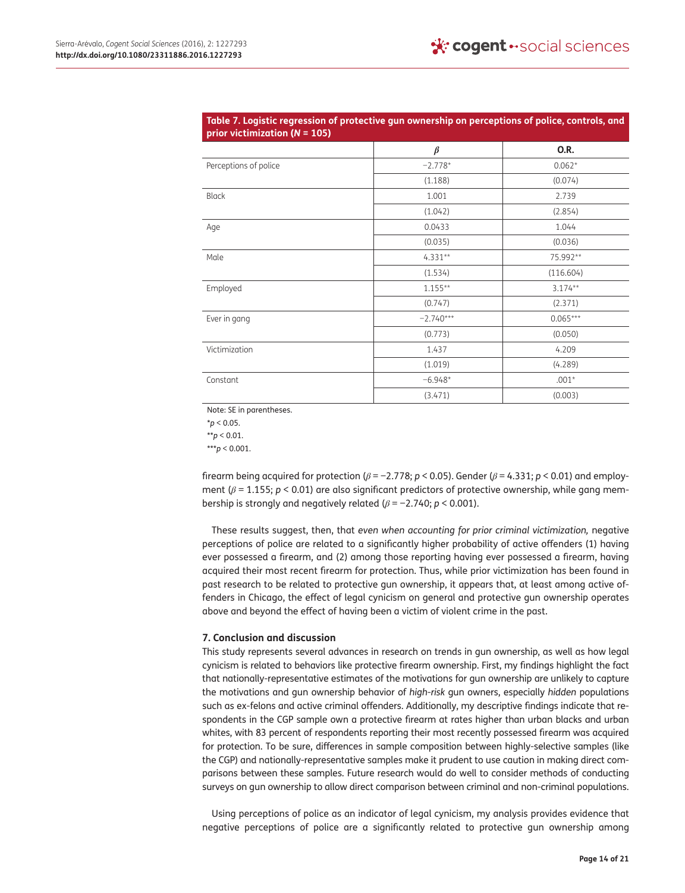**Table 7. Logistic regression of protective gun ownership on perceptions of police, controls, and prior victimization ($N$ = 105)**

| | $\beta$ | O.R. |
|---|---|---|
| Perceptions of police | −2.778* | 0.062* |
| | (1.188) | (0.074) |
| Black | 1.001 | 2.739 |
| | (1.042) | (2.854) |
| Age | 0.0433 | 1.044 |
| | (0.035) | (0.036) |
| Male | 4.331** | 75.992** |
| | (1.534) | (116.604) |
| Employed | 1.155** | 3.174** |
| | (0.747) | (2.371) |
| Ever in gang | −2.740*** | 0.065*** |
| | (0.773) | (0.050) |
| Victimization | 1.437 | 4.209 |
| | (1.019) | (4.289) |
| Constant | −6.948* | .001* |
| | (3.471) | (0.003) |

Note: SE in parentheses.

*$p < 0.05$.

**$p < 0.01$.

***$p < 0.001$.

firearm being acquired for protection ($\beta = -2.778$; $p < 0.05$). Gender ($\beta = 4.331$; $p < 0.01$) and employment ($\beta = 1.155$; $p < 0.01$) are also significant predictors of protective ownership, while gang membership is strongly and negatively related ($\beta = -2.740$; $p < 0.001$).

These results suggest, then, that *even when accounting for prior criminal victimization,* negative perceptions of police are related to a significantly higher probability of active offenders (1) having ever possessed a firearm, and (2) among those reporting having ever possessed a firearm, having acquired their most recent firearm for protection. Thus, while prior victimization has been found in past research to be related to protective gun ownership, it appears that, at least among active offenders in Chicago, the effect of legal cynicism on general and protective gun ownership operates above and beyond the effect of having been a victim of violent crime in the past.

## 7. Conclusion and discussion

This study represents several advances in research on trends in gun ownership, as well as how legal cynicism is related to behaviors like protective firearm ownership. First, my findings highlight the fact that nationally-representative estimates of the motivations for gun ownership are unlikely to capture the motivations and gun ownership behavior of *high-risk* gun owners, especially *hidden* populations such as ex-felons and active criminal offenders. Additionally, my descriptive findings indicate that respondents in the CGP sample own a protective firearm at rates higher than urban blacks and urban whites, with 83 percent of respondents reporting their most recently possessed firearm was acquired for protection. To be sure, differences in sample composition between highly-selective samples (like the CGP) and nationally-representative samples make it prudent to use caution in making direct comparisons between these samples. Future research would do well to consider methods of conducting surveys on gun ownership to allow direct comparison between criminal and non-criminal populations.

Using perceptions of police as an indicator of legal cynicism, my analysis provides evidence that negative perceptions of police are a significantly related to protective gun ownership among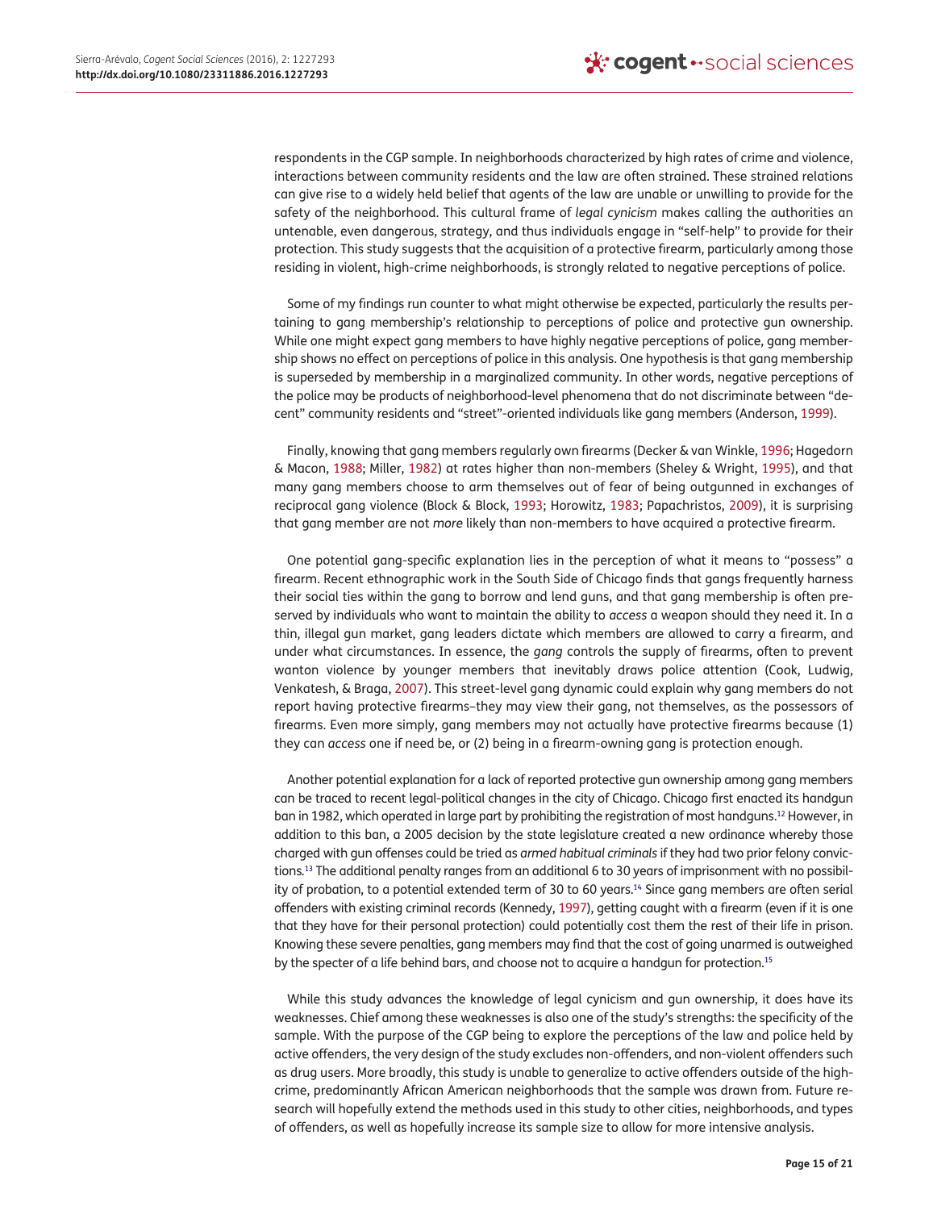respondents in the CGP sample. In neighborhoods characterized by high rates of crime and violence, interactions between community residents and the law are often strained. These strained relations can give rise to a widely held belief that agents of the law are unable or unwilling to provide for the safety of the neighborhood. This cultural frame of *legal cynicism* makes calling the authorities an untenable, even dangerous, strategy, and thus individuals engage in "self-help" to provide for their protection. This study suggests that the acquisition of a protective firearm, particularly among those residing in violent, high-crime neighborhoods, is strongly related to negative perceptions of police.

Some of my findings run counter to what might otherwise be expected, particularly the results pertaining to gang membership's relationship to perceptions of police and protective gun ownership. While one might expect gang members to have highly negative perceptions of police, gang membership shows no effect on perceptions of police in this analysis. One hypothesis is that gang membership is superseded by membership in a marginalized community. In other words, negative perceptions of the police may be products of neighborhood-level phenomena that do not discriminate between "decent" community residents and "street"-oriented individuals like gang members (Anderson, 1999).

Finally, knowing that gang members regularly own firearms (Decker & van Winkle, 1996; Hagedorn & Macon, 1988; Miller, 1982) at rates higher than non-members (Sheley & Wright, 1995), and that many gang members choose to arm themselves out of fear of being outgunned in exchanges of reciprocal gang violence (Block & Block, 1993; Horowitz, 1983; Papachristos, 2009), it is surprising that gang member are not *more* likely than non-members to have acquired a protective firearm.

One potential gang-specific explanation lies in the perception of what it means to "possess" a firearm. Recent ethnographic work in the South Side of Chicago finds that gangs frequently harness their social ties within the gang to borrow and lend guns, and that gang membership is often preserved by individuals who want to maintain the ability to *access* a weapon should they need it. In a thin, illegal gun market, gang leaders dictate which members are allowed to carry a firearm, and under what circumstances. In essence, the *gang* controls the supply of firearms, often to prevent wanton violence by younger members that inevitably draws police attention (Cook, Ludwig, Venkatesh, & Braga, 2007). This street-level gang dynamic could explain why gang members do not report having protective firearms–they may view their gang, not themselves, as the possessors of firearms. Even more simply, gang members may not actually have protective firearms because (1) they can *access* one if need be, or (2) being in a firearm-owning gang is protection enough.

Another potential explanation for a lack of reported protective gun ownership among gang members can be traced to recent legal-political changes in the city of Chicago. Chicago first enacted its handgun ban in 1982, which operated in large part by prohibiting the registration of most handguns.[12] However, in addition to this ban, a 2005 decision by the state legislature created a new ordinance whereby those charged with gun offenses could be tried as *armed habitual criminals* if they had two prior felony convictions.[13] The additional penalty ranges from an additional 6 to 30 years of imprisonment with no possibility of probation, to a potential extended term of 30 to 60 years.[14] Since gang members are often serial offenders with existing criminal records (Kennedy, 1997), getting caught with a firearm (even if it is one that they have for their personal protection) could potentially cost them the rest of their life in prison. Knowing these severe penalties, gang members may find that the cost of going unarmed is outweighed by the specter of a life behind bars, and choose not to acquire a handgun for protection.[15]

While this study advances the knowledge of legal cynicism and gun ownership, it does have its weaknesses. Chief among these weaknesses is also one of the study's strengths: the specificity of the sample. With the purpose of the CGP being to explore the perceptions of the law and police held by active offenders, the very design of the study excludes non-offenders, and non-violent offenders such as drug users. More broadly, this study is unable to generalize to active offenders outside of the high-crime, predominantly African American neighborhoods that the sample was drawn from. Future research will hopefully extend the methods used in this study to other cities, neighborhoods, and types of offenders, as well as hopefully increase its sample size to allow for more intensive analysis.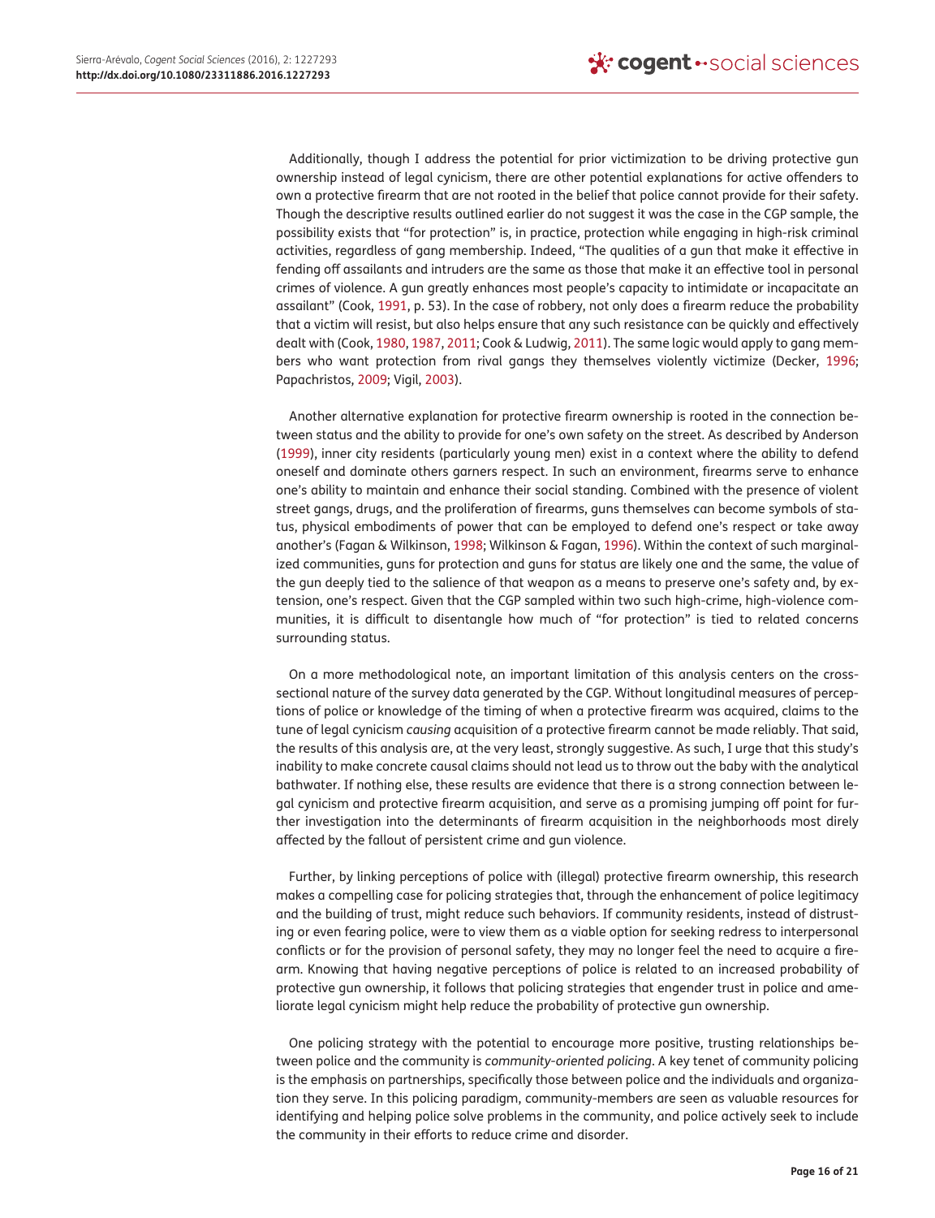Additionally, though I address the potential for prior victimization to be driving protective gun ownership instead of legal cynicism, there are other potential explanations for active offenders to own a protective firearm that are not rooted in the belief that police cannot provide for their safety. Though the descriptive results outlined earlier do not suggest it was the case in the CGP sample, the possibility exists that "for protection" is, in practice, protection while engaging in high-risk criminal activities, regardless of gang membership. Indeed, "The qualities of a gun that make it effective in fending off assailants and intruders are the same as those that make it an effective tool in personal crimes of violence. A gun greatly enhances most people's capacity to intimidate or incapacitate an assailant" (Cook, 1991, p. 53). In the case of robbery, not only does a firearm reduce the probability that a victim will resist, but also helps ensure that any such resistance can be quickly and effectively dealt with (Cook, 1980, 1987, 2011; Cook & Ludwig, 2011). The same logic would apply to gang members who want protection from rival gangs they themselves violently victimize (Decker, 1996; Papachristos, 2009; Vigil, 2003).

Another alternative explanation for protective firearm ownership is rooted in the connection between status and the ability to provide for one's own safety on the street. As described by Anderson (1999), inner city residents (particularly young men) exist in a context where the ability to defend oneself and dominate others garners respect. In such an environment, firearms serve to enhance one's ability to maintain and enhance their social standing. Combined with the presence of violent street gangs, drugs, and the proliferation of firearms, guns themselves can become symbols of status, physical embodiments of power that can be employed to defend one's respect or take away another's (Fagan & Wilkinson, 1998; Wilkinson & Fagan, 1996). Within the context of such marginalized communities, guns for protection and guns for status are likely one and the same, the value of the gun deeply tied to the salience of that weapon as a means to preserve one's safety and, by extension, one's respect. Given that the CGP sampled within two such high-crime, high-violence communities, it is difficult to disentangle how much of "for protection" is tied to related concerns surrounding status.

On a more methodological note, an important limitation of this analysis centers on the cross-sectional nature of the survey data generated by the CGP. Without longitudinal measures of perceptions of police or knowledge of the timing of when a protective firearm was acquired, claims to the tune of legal cynicism *causing* acquisition of a protective firearm cannot be made reliably. That said, the results of this analysis are, at the very least, strongly suggestive. As such, I urge that this study's inability to make concrete causal claims should not lead us to throw out the baby with the analytical bathwater. If nothing else, these results are evidence that there is a strong connection between legal cynicism and protective firearm acquisition, and serve as a promising jumping off point for further investigation into the determinants of firearm acquisition in the neighborhoods most direly affected by the fallout of persistent crime and gun violence.

Further, by linking perceptions of police with (illegal) protective firearm ownership, this research makes a compelling case for policing strategies that, through the enhancement of police legitimacy and the building of trust, might reduce such behaviors. If community residents, instead of distrusting or even fearing police, were to view them as a viable option for seeking redress to interpersonal conflicts or for the provision of personal safety, they may no longer feel the need to acquire a firearm. Knowing that having negative perceptions of police is related to an increased probability of protective gun ownership, it follows that policing strategies that engender trust in police and ameliorate legal cynicism might help reduce the probability of protective gun ownership.

One policing strategy with the potential to encourage more positive, trusting relationships between police and the community is *community-oriented policing*. A key tenet of community policing is the emphasis on partnerships, specifically those between police and the individuals and organization they serve. In this policing paradigm, community-members are seen as valuable resources for identifying and helping police solve problems in the community, and police actively seek to include the community in their efforts to reduce crime and disorder.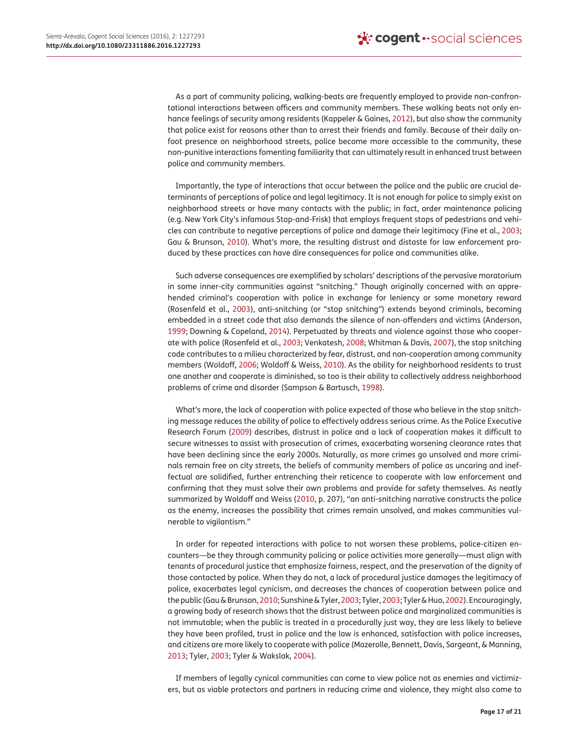As a part of community policing, walking-beats are frequently employed to provide non-confrontational interactions between officers and community members. These walking beats not only enhance feelings of security among residents (Kappeler & Gaines, 2012), but also show the community that police exist for reasons other than to arrest their friends and family. Because of their daily on-foot presence on neighborhood streets, police become more accessible to the community, these non-punitive interactions fomenting familiarity that can ultimately result in enhanced trust between police and community members.

Importantly, the type of interactions that occur between the police and the public are crucial determinants of perceptions of police and legal legitimacy. It is not enough for police to simply exist on neighborhood streets or have many contacts with the public; in fact, order maintenance policing (e.g. New York City's infamous Stop-and-Frisk) that employs frequent stops of pedestrians and vehicles can contribute to negative perceptions of police and damage their legitimacy (Fine et al., 2003; Gau & Brunson, 2010). What's more, the resulting distrust and distaste for law enforcement produced by these practices can have dire consequences for police and communities alike.

Such adverse consequences are exemplified by scholars' descriptions of the pervasive moratorium in some inner-city communities against "snitching." Though originally concerned with an apprehended criminal's cooperation with police in exchange for leniency or some monetary reward (Rosenfeld et al., 2003), anti-snitching (or "stop snitching") extends beyond criminals, becoming embedded in a street code that also demands the silence of non-offenders and victims (Anderson, 1999; Downing & Copeland, 2014). Perpetuated by threats and violence against those who cooperate with police (Rosenfeld et al., 2003; Venkatesh, 2008; Whitman & Davis, 2007), the stop snitching code contributes to a milieu characterized by fear, distrust, and non-cooperation among community members (Woldoff, 2006; Woldoff & Weiss, 2010). As the ability for neighborhood residents to trust one another and cooperate is diminished, so too is their ability to collectively address neighborhood problems of crime and disorder (Sampson & Bartusch, 1998).

What's more, the lack of cooperation with police expected of those who believe in the stop snitching message reduces the ability of police to effectively address serious crime. As the Police Executive Research Forum (2009) describes, distrust in police and a lack of cooperation makes it difficult to secure witnesses to assist with prosecution of crimes, exacerbating worsening clearance rates that have been declining since the early 2000s. Naturally, as more crimes go unsolved and more criminals remain free on city streets, the beliefs of community members of police as uncaring and ineffectual are solidified, further entrenching their reticence to cooperate with law enforcement and confirming that they must solve their own problems and provide for safety themselves. As neatly summarized by Woldoff and Weiss (2010, p. 207), "an anti-snitching narrative constructs the police as the enemy, increases the possibility that crimes remain unsolved, and makes communities vulnerable to vigilantism."

In order for repeated interactions with police to not worsen these problems, police-citizen encounters—be they through community policing or police activities more generally—must align with tenants of procedural justice that emphasize fairness, respect, and the preservation of the dignity of those contacted by police. When they do not, a lack of procedural justice damages the legitimacy of police, exacerbates legal cynicism, and decreases the chances of cooperation between police and the public (Gau & Brunson, 2010; Sunshine & Tyler, 2003; Tyler, 2003; Tyler & Huo, 2002). Encouragingly, a growing body of research shows that the distrust between police and marginalized communities is not immutable; when the public is treated in a procedurally just way, they are less likely to believe they have been profiled, trust in police and the law is enhanced, satisfaction with police increases, and citizens are more likely to cooperate with police (Mazerolle, Bennett, Davis, Sargeant, & Manning, 2013; Tyler, 2003; Tyler & Wakslak, 2004).

If members of legally cynical communities can come to view police not as enemies and victimizers, but as viable protectors and partners in reducing crime and violence, they might also come to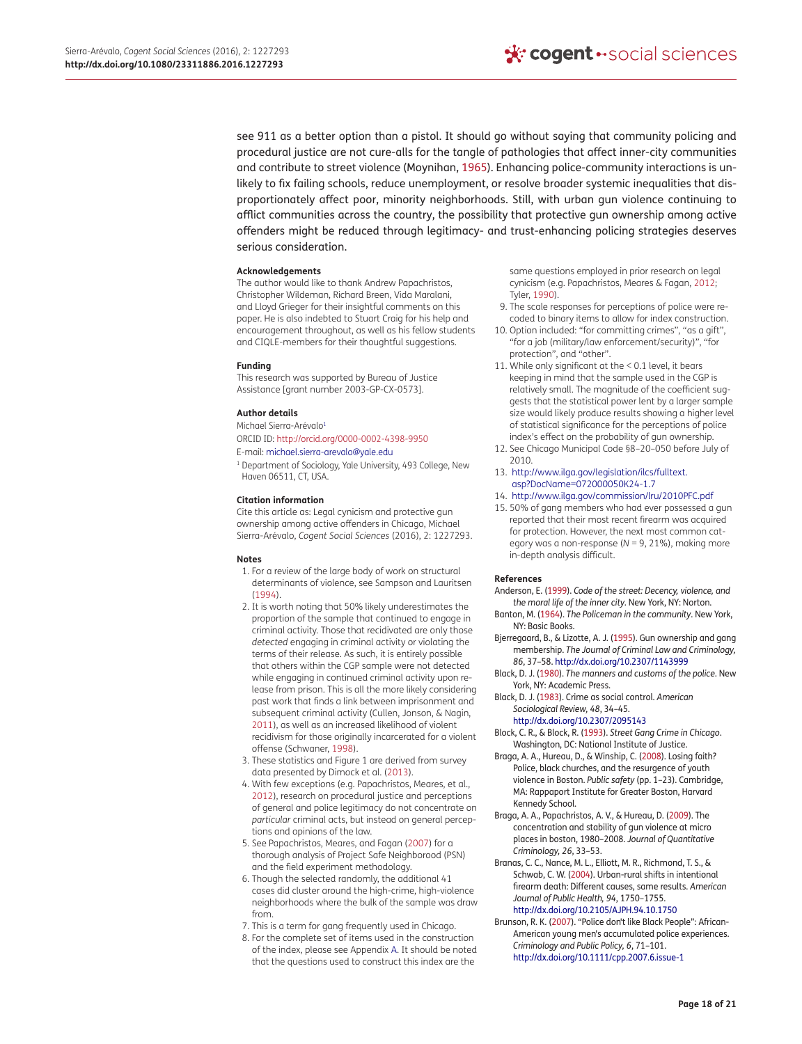see 911 as a better option than a pistol. It should go without saying that community policing and procedural justice are not cure-alls for the tangle of pathologies that affect inner-city communities and contribute to street violence (Moynihan, 1965). Enhancing police-community interactions is unlikely to fix failing schools, reduce unemployment, or resolve broader systemic inequalities that disproportionately affect poor, minority neighborhoods. Still, with urban gun violence continuing to afflict communities across the country, the possibility that protective gun ownership among active offenders might be reduced through legitimacy- and trust-enhancing policing strategies deserves serious consideration.

#### Acknowledgements

The author would like to thank Andrew Papachristos, Christopher Wildeman, Richard Breen, Vida Maralani, and Lloyd Grieger for their insightful comments on this paper. He is also indebted to Stuart Craig for his help and encouragement throughout, as well as his fellow students and CIQLE-members for their thoughtful suggestions.

#### Funding

This research was supported by Bureau of Justice Assistance [grant number 2003-GP-CX-0573].

#### Author details

Michael Sierra-Arévalo[1]

ORCID ID: http://orcid.org/0000-0002-4398-9950

E-mail: michael.sierra-arevalo@yale.edu

[1] Department of Sociology, Yale University, 493 College, New Haven 06511, CT, USA.

#### Citation information

Cite this article as: Legal cynicism and protective gun ownership among active offenders in Chicago, Michael Sierra-Arévalo, *Cogent Social Sciences* (2016), 2: 1227293.

#### Notes

1. For a review of the large body of work on structural determinants of violence, see Sampson and Lauritsen (1994).
2. It is worth noting that 50% likely underestimates the proportion of the sample that continued to engage in criminal activity. Those that recidivated are only those *detected* engaging in criminal activity or violating the terms of their release. As such, it is entirely possible that others within the CGP sample were not detected while engaging in continued criminal activity upon release from prison. This is all the more likely considering past work that finds a link between imprisonment and subsequent criminal activity (Cullen, Jonson, & Nagin, 2011), as well as an increased likelihood of violent recidivism for those originally incarcerated for a violent offense (Schwaner, 1998).
3. These statistics and Figure 1 are derived from survey data presented by Dimock et al. (2013).
4. With few exceptions (e.g. Papachristos, Meares, et al., 2012), research on procedural justice and perceptions of general and police legitimacy do not concentrate on *particular* criminal acts, but instead on general perceptions and opinions of the law.
5. See Papachristos, Meares, and Fagan (2007) for a thorough analysis of Project Safe Neighborood (PSN) and the field experiment methodology.
6. Though the selected randomly, the additional 41 cases did cluster around the high-crime, high-violence neighborhoods where the bulk of the sample was draw from.
7. This is a term for gang frequently used in Chicago.
8. For the complete set of items used in the construction of the index, please see Appendix A. It should be noted that the questions used to construct this index are the same questions employed in prior research on legal cynicism (e.g. Papachristos, Meares & Fagan, 2012; Tyler, 1990).
9. The scale responses for perceptions of police were recoded to binary items to allow for index construction.
10. Option included: "for committing crimes", "as a gift", "for a job (military/law enforcement/security)", "for protection", and "other".
11. While only significant at the < 0.1 level, it bears keeping in mind that the sample used in the CGP is relatively small. The magnitude of the coefficient suggests that the statistical power lent by a larger sample size would likely produce results showing a higher level of statistical significance for the perceptions of police index's effect on the probability of gun ownership.
12. See Chicago Municipal Code §8–20–050 before July of 2010.
13. http://www.ilga.gov/legislation/ilcs/fulltext.asp?DocName=072000050K24-1.7
14. http://www.ilga.gov/commission/lru/2010PFC.pdf
15. 50% of gang members who had ever possessed a gun reported that their most recent firearm was acquired for protection. However, the next most common category was a non-response ($N = 9$, 21%), making more in-depth analysis difficult.

#### References

Anderson, E. (1999). *Code of the street: Decency, violence, and the moral life of the inner city*. New York, NY: Norton.

Banton, M. (1964). *The Policeman in the community*. New York, NY: Basic Books.

Bjerregaard, B., & Lizotte, A. J. (1995). Gun ownership and gang membership. *The Journal of Criminal Law and Criminology, 86*, 37–58. http://dx.doi.org/10.2307/1143999

Black, D. J. (1980). *The manners and customs of the police*. New York, NY: Academic Press.

Black, D. J. (1983). Crime as social control. *American Sociological Review, 48*, 34–45. http://dx.doi.org/10.2307/2095143

Block, C. R., & Block, R. (1993). *Street Gang Crime in Chicago*. Washington, DC: National Institute of Justice.

Braga, A. A., Hureau, D., & Winship, C. (2008). Losing faith? Police, black churches, and the resurgence of youth violence in Boston. *Public safety* (pp. 1–23). Cambridge, MA: Rappaport Institute for Greater Boston, Harvard Kennedy School.

Braga, A. A., Papachristos, A. V., & Hureau, D. (2009). The concentration and stability of gun violence at micro places in boston, 1980–2008. *Journal of Quantitative Criminology, 26*, 33–53.

Branas, C. C., Nance, M. L., Elliott, M. R., Richmond, T. S., & Schwab, C. W. (2004). Urban-rural shifts in intentional firearm death: Different causes, same results. *American Journal of Public Health, 94*, 1750–1755. http://dx.doi.org/10.2105/AJPH.94.10.1750

Brunson, R. K. (2007). "Police don't like Black People": African-American young men's accumulated police experiences. *Criminology and Public Policy, 6*, 71–101. http://dx.doi.org/10.1111/cpp.2007.6.issue-1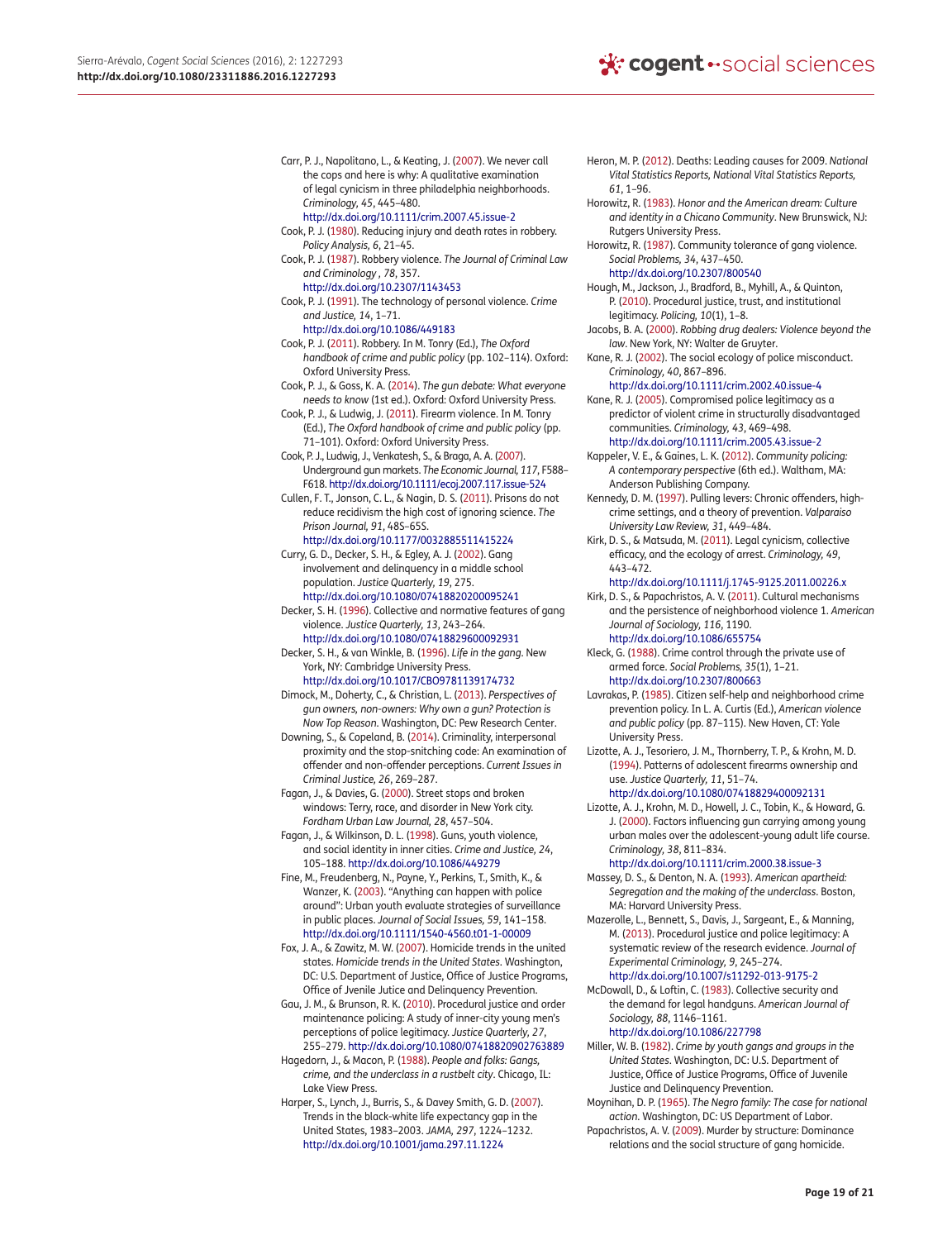Carr, P. J., Napolitano, L., & Keating, J. (2007). We never call the cops and here is why: A qualitative examination of legal cynicism in three philadelphia neighborhoods. *Criminology, 45*, 445–480.
http://dx.doi.org/10.1111/crim.2007.45.issue-2

Cook, P. J. (1980). Reducing injury and death rates in robbery. *Policy Analysis, 6*, 21–45.

Cook, P. J. (1987). Robbery violence. *The Journal of Criminal Law and Criminology , 78*, 357.
http://dx.doi.org/10.2307/1143453

Cook, P. J. (1991). The technology of personal violence. *Crime and Justice, 14*, 1–71.
http://dx.doi.org/10.1086/449183

Cook, P. J. (2011). Robbery. In M. Tonry (Ed.), *The Oxford handbook of crime and public policy* (pp. 102–114). Oxford: Oxford University Press.

Cook, P. J., & Goss, K. A. (2014). *The gun debate: What everyone needs to know* (1st ed.). Oxford: Oxford University Press.

Cook, P. J., & Ludwig, J. (2011). Firearm violence. In M. Tonry (Ed.), *The Oxford handbook of crime and public policy* (pp. 71–101). Oxford: Oxford University Press.

Cook, P. J., Ludwig, J., Venkatesh, S., & Braga, A. A. (2007). Underground gun markets. *The Economic Journal, 117*, F588–F618. http://dx.doi.org/10.1111/ecoj.2007.117.issue-524

Cullen, F. T., Jonson, C. L., & Nagin, D. S. (2011). Prisons do not reduce recidivism the high cost of ignoring science. *The Prison Journal, 91*, 48S–65S.
http://dx.doi.org/10.1177/0032885511415224

Curry, G. D., Decker, S. H., & Egley, A. J. (2002). Gang involvement and delinquency in a middle school population. *Justice Quarterly, 19*, 275.
http://dx.doi.org/10.1080/07418820200095241

Decker, S. H. (1996). Collective and normative features of gang violence. *Justice Quarterly, 13*, 243–264.
http://dx.doi.org/10.1080/07418829600092931

Decker, S. H., & van Winkle, B. (1996). *Life in the gang*. New York, NY: Cambridge University Press.
http://dx.doi.org/10.1017/CBO9781139174732

Dimock, M., Doherty, C., & Christian, L. (2013). *Perspectives of gun owners, non-owners: Why own a gun? Protection is Now Top Reason*. Washington, DC: Pew Research Center.

Downing, S., & Copeland, B. (2014). Criminality, interpersonal proximity and the stop-snitching code: An examination of offender and non-offender perceptions. *Current Issues in Criminal Justice, 26*, 269–287.

Fagan, J., & Davies, G. (2000). Street stops and broken windows: Terry, race, and disorder in New York city. *Fordham Urban Law Journal, 28*, 457–504.

Fagan, J., & Wilkinson, D. L. (1998). Guns, youth violence, and social identity in inner cities. *Crime and Justice, 24*, 105–188. http://dx.doi.org/10.1086/449279

Fine, M., Freudenberg, N., Payne, Y., Perkins, T., Smith, K., & Wanzer, K. (2003). "Anything can happen with police around": Urban youth evaluate strategies of surveillance in public places. *Journal of Social Issues, 59*, 141–158.
http://dx.doi.org/10.1111/1540-4560.t01-1-00009

Fox, J. A., & Zawitz, M. W. (2007). Homicide trends in the united states. *Homicide trends in the United States*. Washington, DC: U.S. Department of Justice, Office of Justice Programs, Office of Jvenile Jutice and Delinquency Prevention.

Gau, J. M., & Brunson, R. K. (2010). Procedural justice and order maintenance policing: A study of inner-city young men's perceptions of police legitimacy. *Justice Quarterly, 27*, 255–279. http://dx.doi.org/10.1080/07418820902763889

Hagedorn, J., & Macon, P. (1988). *People and folks: Gangs, crime, and the underclass in a rustbelt city*. Chicago, IL: Lake View Press.

Harper, S., Lynch, J., Burris, S., & Davey Smith, G. D. (2007). Trends in the black-white life expectancy gap in the United States, 1983–2003. *JAMA, 297*, 1224–1232.
http://dx.doi.org/10.1001/jama.297.11.1224

Heron, M. P. (2012). Deaths: Leading causes for 2009. *National Vital Statistics Reports, National Vital Statistics Reports, 61*, 1–96.

Horowitz, R. (1983). *Honor and the American dream: Culture and identity in a Chicano Community*. New Brunswick, NJ: Rutgers University Press.

Horowitz, R. (1987). Community tolerance of gang violence. *Social Problems, 34*, 437–450.
http://dx.doi.org/10.2307/800540

Hough, M., Jackson, J., Bradford, B., Myhill, A., & Quinton, P. (2010). Procedural justice, trust, and institutional legitimacy. *Policing, 10*(1), 1–8.

Jacobs, B. A. (2000). *Robbing drug dealers: Violence beyond the law*. New York, NY: Walter de Gruyter.

Kane, R. J. (2002). The social ecology of police misconduct. *Criminology, 40*, 867–896.
http://dx.doi.org/10.1111/crim.2002.40.issue-4

Kane, R. J. (2005). Compromised police legitimacy as a predictor of violent crime in structurally disadvantaged communities. *Criminology, 43*, 469–498.
http://dx.doi.org/10.1111/crim.2005.43.issue-2

Kappeler, V. E., & Gaines, L. K. (2012). *Community policing: A contemporary perspective* (6th ed.). Waltham, MA: Anderson Publishing Company.

Kennedy, D. M. (1997). Pulling levers: Chronic offenders, high-crime settings, and a theory of prevention. *Valparaiso University Law Review, 31*, 449–484.

Kirk, D. S., & Matsuda, M. (2011). Legal cynicism, collective efficacy, and the ecology of arrest. *Criminology, 49*, 443–472.
http://dx.doi.org/10.1111/j.1745-9125.2011.00226.x

Kirk, D. S., & Papachristos, A. V. (2011). Cultural mechanisms and the persistence of neighborhood violence 1. *American Journal of Sociology, 116*, 1190.
http://dx.doi.org/10.1086/655754

Kleck, G. (1988). Crime control through the private use of armed force. *Social Problems, 35*(1), 1–21.
http://dx.doi.org/10.2307/800663

Lavrakas, P. (1985). Citizen self-help and neighborhood crime prevention policy. In L. A. Curtis (Ed.), *American violence and public policy* (pp. 87–115). New Haven, CT: Yale University Press.

Lizotte, A. J., Tesoriero, J. M., Thornberry, T. P., & Krohn, M. D. (1994). Patterns of adolescent firearms ownership and use. *Justice Quarterly, 11*, 51–74.
http://dx.doi.org/10.1080/07418829400092131

Lizotte, A. J., Krohn, M. D., Howell, J. C., Tobin, K., & Howard, G. J. (2000). Factors influencing gun carrying among young urban males over the adolescent-young adult life course. *Criminology, 38*, 811–834.
http://dx.doi.org/10.1111/crim.2000.38.issue-3

Massey, D. S., & Denton, N. A. (1993). *American apartheid: Segregation and the making of the underclass*. Boston, MA: Harvard University Press.

Mazerolle, L., Bennett, S., Davis, J., Sargeant, E., & Manning, M. (2013). Procedural justice and police legitimacy: A systematic review of the research evidence. *Journal of Experimental Criminology, 9*, 245–274.
http://dx.doi.org/10.1007/s11292-013-9175-2

McDowall, D., & Loftin, C. (1983). Collective security and the demand for legal handguns. *American Journal of Sociology, 88*, 1146–1161.
http://dx.doi.org/10.1086/227798

Miller, W. B. (1982). *Crime by youth gangs and groups in the United States*. Washington, DC: U.S. Department of Justice, Office of Justice Programs, Office of Juvenile Justice and Delinquency Prevention.

Moynihan, D. P. (1965). *The Negro family: The case for national action*. Washington, DC: US Department of Labor.

Papachristos, A. V. (2009). Murder by structure: Dominance relations and the social structure of gang homicide.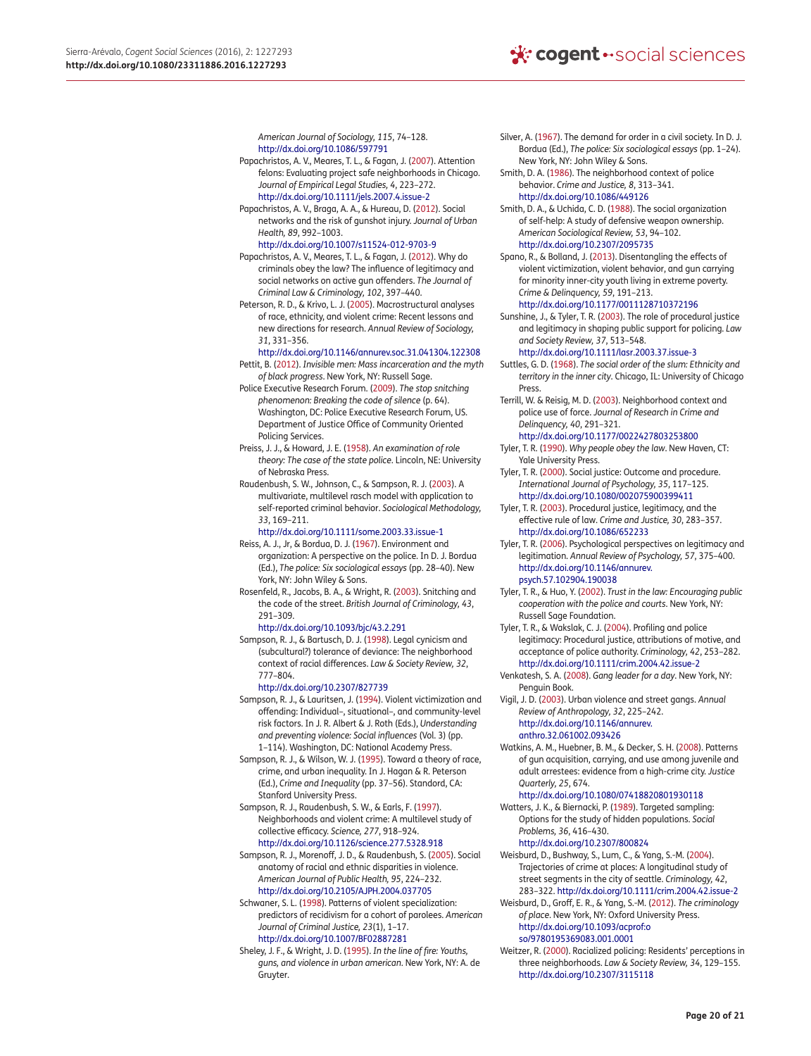*American Journal of Sociology, 115*, 74–128. http://dx.doi.org/10.1086/597791

Papachristos, A. V., Meares, T. L., & Fagan, J. (2007). Attention felons: Evaluating project safe neighborhoods in Chicago. *Journal of Empirical Legal Studies, 4*, 223–272. http://dx.doi.org/10.1111/jels.2007.4.issue-2

Papachristos, A. V., Braga, A. A., & Hureau, D. (2012). Social networks and the risk of gunshot injury. *Journal of Urban Health, 89*, 992–1003. http://dx.doi.org/10.1007/s11524-012-9703-9

Papachristos, A. V., Meares, T. L., & Fagan, J. (2012). Why do criminals obey the law? The influence of legitimacy and social networks on active gun offenders. *The Journal of Criminal Law & Criminology, 102*, 397–440.

Peterson, R. D., & Krivo, L. J. (2005). Macrostructural analyses of race, ethnicity, and violent crime: Recent lessons and new directions for research. *Annual Review of Sociology, 31*, 331–356. http://dx.doi.org/10.1146/annurev.soc.31.041304.122308

Pettit, B. (2012). *Invisible men: Mass incarceration and the myth of black progress*. New York, NY: Russell Sage.

Police Executive Research Forum. (2009). *The stop snitching phenomenon: Breaking the code of silence* (p. 64). Washington, DC: Police Executive Research Forum, US. Department of Justice Office of Community Oriented Policing Services.

Preiss, J. J., & Howard, J. E. (1958). *An examination of role theory: The case of the state police*. Lincoln, NE: University of Nebraska Press.

Raudenbush, S. W., Johnson, C., & Sampson, R. J. (2003). A multivariate, multilevel rasch model with application to self-reported criminal behavior. *Sociological Methodology, 33*, 169–211. http://dx.doi.org/10.1111/some.2003.33.issue-1

Reiss, A. J., Jr, & Bordua, D. J. (1967). Environment and organization: A perspective on the police. In D. J. Bordua (Ed.), *The police: Six sociological essays* (pp. 28–40). New York, NY: John Wiley & Sons.

Rosenfeld, R., Jacobs, B. A., & Wright, R. (2003). Snitching and the code of the street. *British Journal of Criminology, 43*, 291–309. http://dx.doi.org/10.1093/bjc/43.2.291

Sampson, R. J., & Bartusch, D. J. (1998). Legal cynicism and (subcultural?) tolerance of deviance: The neighborhood context of racial differences. *Law & Society Review, 32*, 777–804. http://dx.doi.org/10.2307/827739

Sampson, R. J., & Lauritsen, J. (1994). Violent victimization and offending: Individual–, situational–, and community-level risk factors. In J. R. Albert & J. Roth (Eds.), *Understanding and preventing violence: Social influences* (Vol. 3) (pp. 1–114). Washington, DC: National Academy Press.

Sampson, R. J., & Wilson, W. J. (1995). Toward a theory of race, crime, and urban inequality. In J. Hagan & R. Peterson (Ed.), *Crime and Inequality* (pp. 37–56). Standord, CA: Stanford University Press.

Sampson, R. J., Raudenbush, S. W., & Earls, F. (1997). Neighborhoods and violent crime: A multilevel study of collective efficacy. *Science, 277*, 918–924. http://dx.doi.org/10.1126/science.277.5328.918

Sampson, R. J., Morenoff, J. D., & Raudenbush, S. (2005). Social anatomy of racial and ethnic disparities in violence. *American Journal of Public Health, 95*, 224–232. http://dx.doi.org/10.2105/AJPH.2004.037705

Schwaner, S. L. (1998). Patterns of violent specialization: predictors of recidivism for a cohort of parolees. *American Journal of Criminal Justice, 23*(1), 1–17. http://dx.doi.org/10.1007/BF02887281

Sheley, J. F., & Wright, J. D. (1995). *In the line of fire: Youths, guns, and violence in urban american*. New York, NY: A. de Gruyter.

Silver, A. (1967). The demand for order in a civil society. In D. J. Bordua (Ed.), *The police: Six sociological essays* (pp. 1–24). New York, NY: John Wiley & Sons.

Smith, D. A. (1986). The neighborhood context of police behavior. *Crime and Justice, 8*, 313–341. http://dx.doi.org/10.1086/449126

Smith, D. A., & Uchida, C. D. (1988). The social organization of self-help: A study of defensive weapon ownership. *American Sociological Review, 53*, 94–102. http://dx.doi.org/10.2307/2095735

Spano, R., & Bolland, J. (2013). Disentangling the effects of violent victimization, violent behavior, and gun carrying for minority inner-city youth living in extreme poverty. *Crime & Delinquency, 59*, 191–213. http://dx.doi.org/10.1177/0011128710372196

Sunshine, J., & Tyler, T. R. (2003). The role of procedural justice and legitimacy in shaping public support for policing. *Law and Society Review, 37*, 513–548. http://dx.doi.org/10.1111/lasr.2003.37.issue-3

Suttles, G. D. (1968). *The social order of the slum: Ethnicity and territory in the inner city*. Chicago, IL: University of Chicago Press.

Terrill, W. & Reisig, M. D. (2003). Neighborhood context and police use of force. *Journal of Research in Crime and Delinquency, 40*, 291–321. http://dx.doi.org/10.1177/0022427803253800

Tyler, T. R. (1990). *Why people obey the law*. New Haven, CT: Yale University Press.

Tyler, T. R. (2000). Social justice: Outcome and procedure. *International Journal of Psychology, 35*, 117–125. http://dx.doi.org/10.1080/002075900399411

Tyler, T. R. (2003). Procedural justice, legitimacy, and the effective rule of law. *Crime and Justice, 30*, 283–357. http://dx.doi.org/10.1086/652233

Tyler, T. R. (2006). Psychological perspectives on legitimacy and legitimation. *Annual Review of Psychology, 57*, 375–400. http://dx.doi.org/10.1146/annurev.psych.57.102904.190038

Tyler, T. R., & Huo, Y. (2002). *Trust in the law: Encouraging public cooperation with the police and courts*. New York, NY: Russell Sage Foundation.

Tyler, T. R., & Wakslak, C. J. (2004). Profiling and police legitimacy: Procedural justice, attributions of motive, and acceptance of police authority. *Criminology, 42*, 253–282. http://dx.doi.org/10.1111/crim.2004.42.issue-2

Venkatesh, S. A. (2008). *Gang leader for a day*. New York, NY: Penguin Book.

Vigil, J. D. (2003). Urban violence and street gangs. *Annual Review of Anthropology, 32*, 225–242. http://dx.doi.org/10.1146/annurev.anthro.32.061002.093426

Watkins, A. M., Huebner, B. M., & Decker, S. H. (2008). Patterns of gun acquisition, carrying, and use among juvenile and adult arrestees: evidence from a high-crime city. *Justice Quarterly, 25*, 674. http://dx.doi.org/10.1080/07418820801930118

Watters, J. K., & Biernacki, P. (1989). Targeted sampling: Options for the study of hidden populations. *Social Problems, 36*, 416–430. http://dx.doi.org/10.2307/800824

Weisburd, D., Bushway, S., Lum, C., & Yang, S.-M. (2004). Trajectories of crime at places: A longitudinal study of street segments in the city of seattle. *Criminology, 42*, 283–322. http://dx.doi.org/10.1111/crim.2004.42.issue-2

Weisburd, D., Groff, E. R., & Yang, S.-M. (2012). *The criminology of place*. New York, NY: Oxford University Press. http://dx.doi.org/10.1093/acprof:oso/9780195369083.001.0001

Weitzer, R. (2000). Racialized policing: Residents' perceptions in three neighborhoods. *Law & Society Review, 34*, 129–155. http://dx.doi.org/10.2307/3115118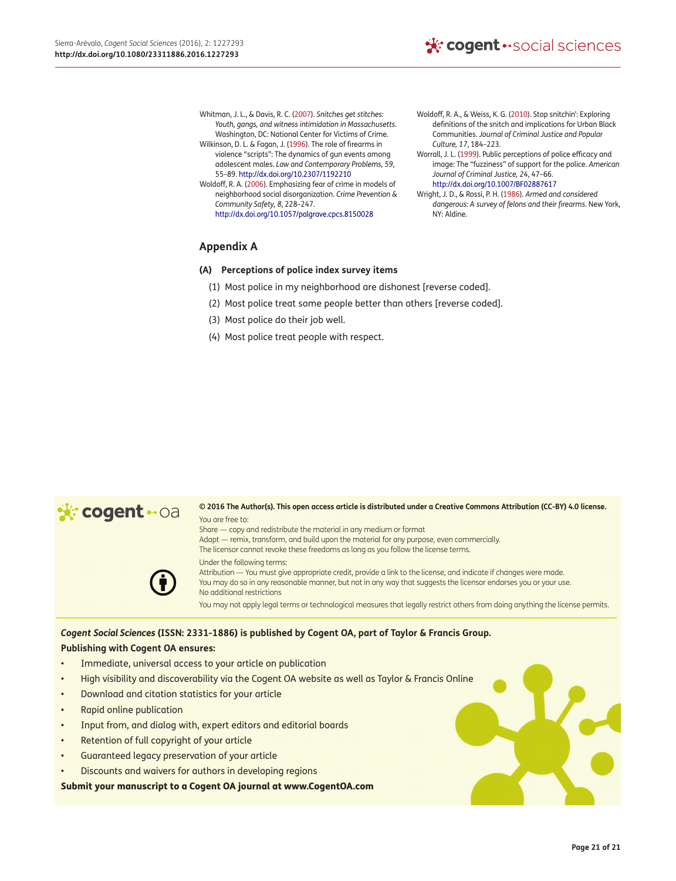Whitman, J. L., & Davis, R. C. (2007). *Snitches get stitches: Youth, gangs, and witness intimidation in Massachusetts*. Washington, DC: National Center for Victims of Crime.

Wilkinson, D. L. & Fagan, J. (1996). The role of firearms in violence "scripts": The dynamics of gun events among adolescent males. *Law and Contemporary Problems, 59*, 55–89. http://dx.doi.org/10.2307/1192210

Woldoff, R. A. (2006). Emphasizing fear of crime in models of neighborhood social disorganization. *Crime Prevention & Community Safety, 8*, 228–247. http://dx.doi.org/10.1057/palgrave.cpcs.8150028

Woldoff, R. A., & Weiss, K. G. (2010). Stop snitchin': Exploring definitions of the snitch and implications for Urban Black Communities. *Journal of Criminal Justice and Popular Culture, 17*, 184–223.

Worrall, J. L. (1999). Public perceptions of police efficacy and image: The "fuzziness" of support for the police. *American Journal of Criminal Justice, 24*, 47–66. http://dx.doi.org/10.1007/BF02887617

Wright, J. D., & Rossi, P. H. (1986). *Armed and considered dangerous: A survey of felons and their firearms*. New York, NY: Aldine.

## Appendix A

### (A) Perceptions of police index survey items

(1) Most police in my neighborhood are dishonest [reverse coded].

(2) Most police treat some people better than others [reverse coded].

(3) Most police do their job well.

(4) Most police treat people with respect.

**© 2016 The Author(s). This open access article is distributed under a Creative Commons Attribution (CC-BY) 4.0 license.**

You are free to:

Share — copy and redistribute the material in any medium or format

Adapt — remix, transform, and build upon the material for any purpose, even commercially.

The licensor cannot revoke these freedoms as long as you follow the license terms.

Under the following terms:

Attribution — You must give appropriate credit, provide a link to the license, and indicate if changes were made. You may do so in any reasonable manner, but not in any way that suggests the licensor endorses you or your use.

No additional restrictions

You may not apply legal terms or technological measures that legally restrict others from doing anything the license permits.

***Cogent Social Sciences*** **(ISSN: 2331-1886) is published by Cogent OA, part of Taylor & Francis Group.**

**Publishing with Cogent OA ensures:**

- Immediate, universal access to your article on publication
- High visibility and discoverability via the Cogent OA website as well as Taylor & Francis Online
- Download and citation statistics for your article
- Rapid online publication
- Input from, and dialog with, expert editors and editorial boards
- Retention of full copyright of your article
- Guaranteed legacy preservation of your article
- Discounts and waivers for authors in developing regions

**Submit your manuscript to a Cogent OA journal at www.CogentOA.com**